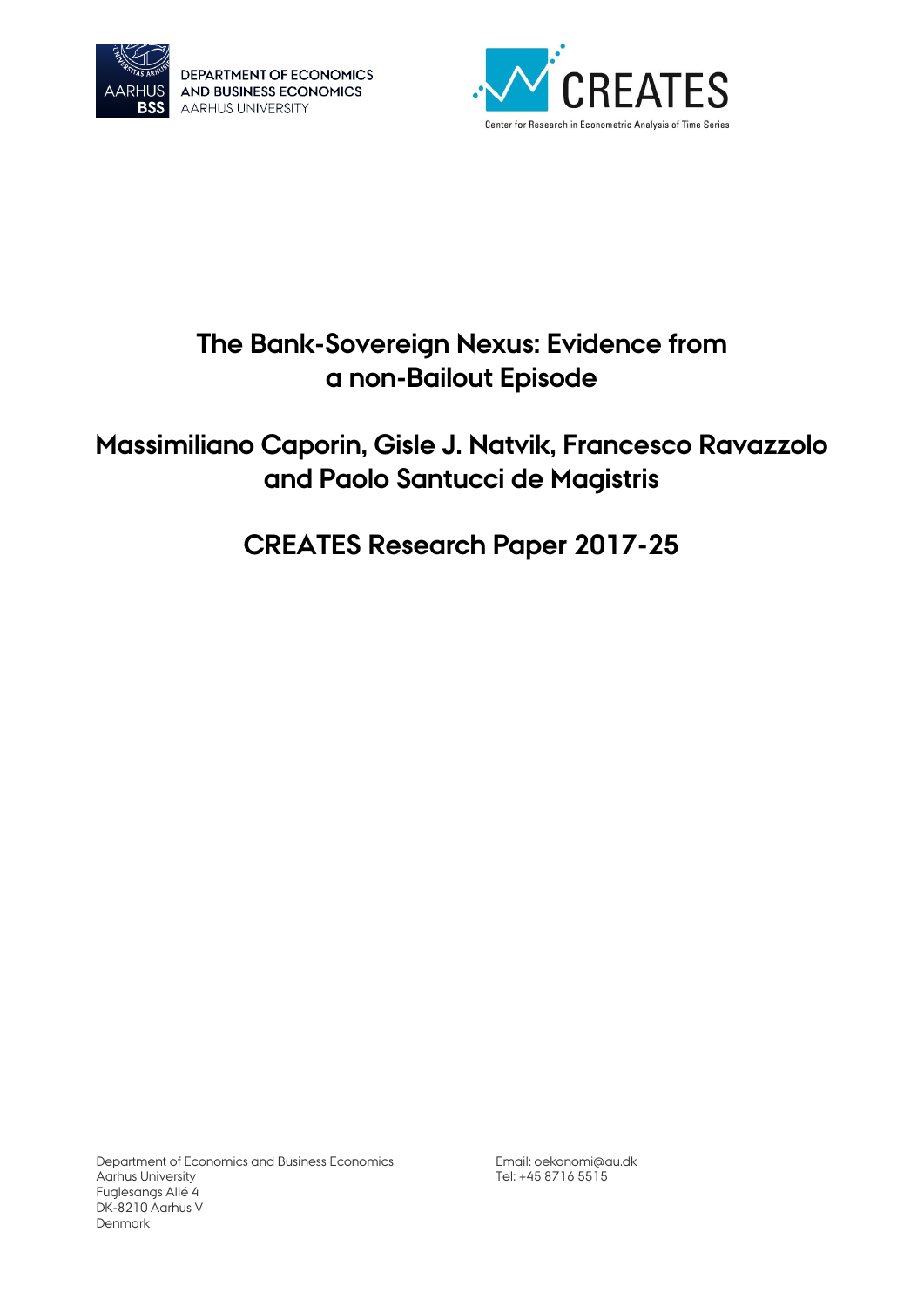DEPARTMENT OF ECONOMICS AND BUSINESS ECONOMICS
AARHUS UNIVERSITY

CREATES
Center for Research in Econometric Analysis of Time Series

# The Bank-Sovereign Nexus: Evidence from a non-Bailout Episode

## Massimiliano Caporin, Gisle J. Natvik, Francesco Ravazzolo and Paolo Santucci de Magistris

## CREATES Research Paper 2017-25

Department of Economics and Business Economics
Aarhus University
Fuglesangs Allé 4
DK-8210 Aarhus V
Denmark

Email: oekonomi@au.dk
Tel: +45 8716 5515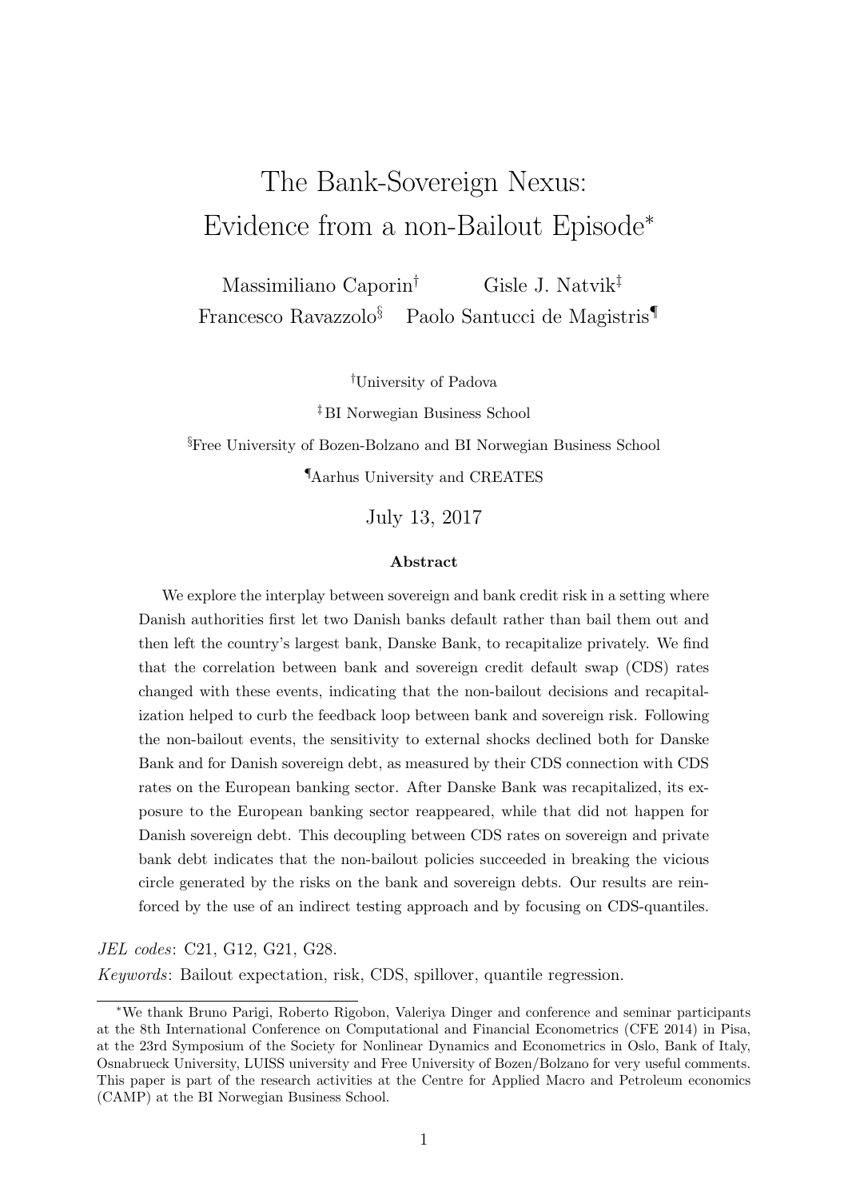# The Bank-Sovereign Nexus: Evidence from a non-Bailout Episode*

Massimiliano Caporin[†] Gisle J. Natvik[‡]
Francesco Ravazzolo[§] Paolo Santucci de Magistris[¶]

[†]University of Padova

[‡]BI Norwegian Business School

[§]Free University of Bozen-Bolzano and BI Norwegian Business School

[¶]Aarhus University and CREATES

July 13, 2017

### Abstract

We explore the interplay between sovereign and bank credit risk in a setting where Danish authorities first let two Danish banks default rather than bail them out and then left the country's largest bank, Danske Bank, to recapitalize privately. We find that the correlation between bank and sovereign credit default swap (CDS) rates changed with these events, indicating that the non-bailout decisions and recapitalization helped to curb the feedback loop between bank and sovereign risk. Following the non-bailout events, the sensitivity to external shocks declined both for Danske Bank and for Danish sovereign debt, as measured by their CDS connection with CDS rates on the European banking sector. After Danske Bank was recapitalized, its exposure to the European banking sector reappeared, while that did not happen for Danish sovereign debt. This decoupling between CDS rates on sovereign and private bank debt indicates that the non-bailout policies succeeded in breaking the vicious circle generated by the risks on the bank and sovereign debts. Our results are reinforced by the use of an indirect testing approach and by focusing on CDS-quantiles.

*JEL codes*: C21, G12, G21, G28.

*Keywords*: Bailout expectation, risk, CDS, spillover, quantile regression.

*We thank Bruno Parigi, Roberto Rigobon, Valeriya Dinger and conference and seminar participants at the 8th International Conference on Computational and Financial Econometrics (CFE 2014) in Pisa, at the 23rd Symposium of the Society for Nonlinear Dynamics and Econometrics in Oslo, Bank of Italy, Osnabrueck University, LUISS university and Free University of Bozen/Bolzano for very useful comments. This paper is part of the research activities at the Centre for Applied Macro and Petroleum economics (CAMP) at the BI Norwegian Business School.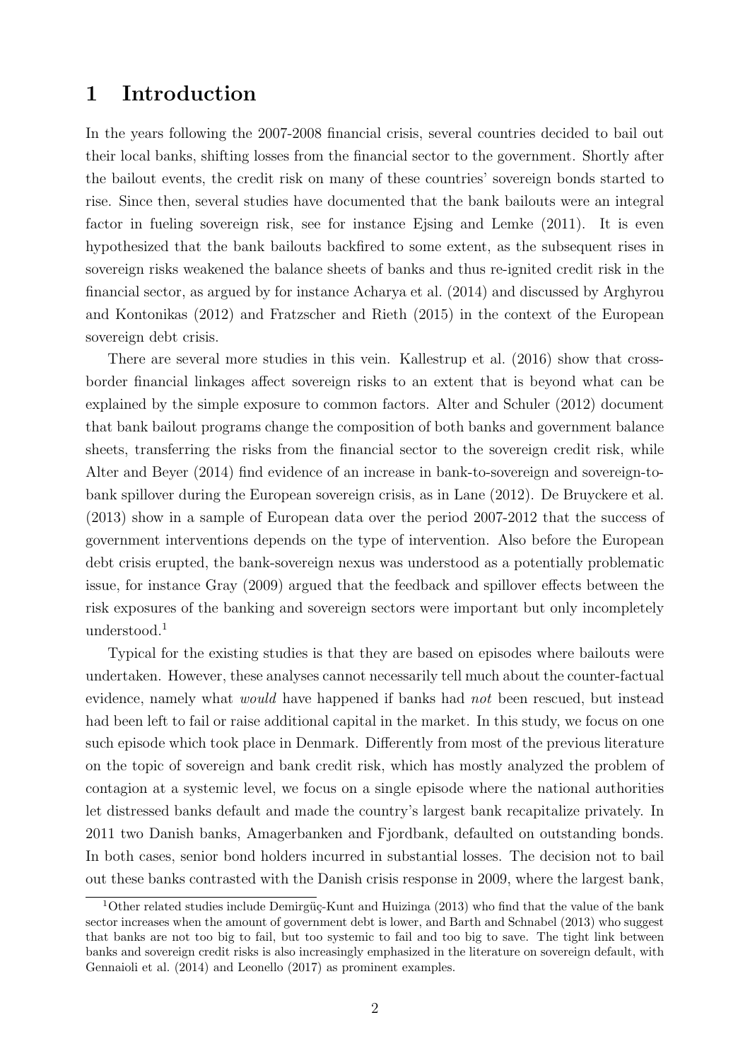# 1 Introduction

In the years following the 2007-2008 financial crisis, several countries decided to bail out their local banks, shifting losses from the financial sector to the government. Shortly after the bailout events, the credit risk on many of these countries' sovereign bonds started to rise. Since then, several studies have documented that the bank bailouts were an integral factor in fueling sovereign risk, see for instance Ejsing and Lemke (2011). It is even hypothesized that the bank bailouts backfired to some extent, as the subsequent rises in sovereign risks weakened the balance sheets of banks and thus re-ignited credit risk in the financial sector, as argued by for instance Acharya et al. (2014) and discussed by Arghyrou and Kontonikas (2012) and Fratzscher and Rieth (2015) in the context of the European sovereign debt crisis.

There are several more studies in this vein. Kallestrup et al. (2016) show that cross-border financial linkages affect sovereign risks to an extent that is beyond what can be explained by the simple exposure to common factors. Alter and Schuler (2012) document that bank bailout programs change the composition of both banks and government balance sheets, transferring the risks from the financial sector to the sovereign credit risk, while Alter and Beyer (2014) find evidence of an increase in bank-to-sovereign and sovereign-to-bank spillover during the European sovereign crisis, as in Lane (2012). De Bruyckere et al. (2013) show in a sample of European data over the period 2007-2012 that the success of government interventions depends on the type of intervention. Also before the European debt crisis erupted, the bank-sovereign nexus was understood as a potentially problematic issue, for instance Gray (2009) argued that the feedback and spillover effects between the risk exposures of the banking and sovereign sectors were important but only incompletely understood.[1]

Typical for the existing studies is that they are based on episodes where bailouts were undertaken. However, these analyses cannot necessarily tell much about the counter-factual evidence, namely what *would* have happened if banks had *not* been rescued, but instead had been left to fail or raise additional capital in the market. In this study, we focus on one such episode which took place in Denmark. Differently from most of the previous literature on the topic of sovereign and bank credit risk, which has mostly analyzed the problem of contagion at a systemic level, we focus on a single episode where the national authorities let distressed banks default and made the country's largest bank recapitalize privately. In 2011 two Danish banks, Amagerbanken and Fjordbank, defaulted on outstanding bonds. In both cases, senior bond holders incurred in substantial losses. The decision not to bail out these banks contrasted with the Danish crisis response in 2009, where the largest bank,

[1] Other related studies include Demirgüç-Kunt and Huizinga (2013) who find that the value of the bank sector increases when the amount of government debt is lower, and Barth and Schnabel (2013) who suggest that banks are not too big to fail, but too systemic to fail and too big to save. The tight link between banks and sovereign credit risks is also increasingly emphasized in the literature on sovereign default, with Gennaioli et al. (2014) and Leonello (2017) as prominent examples.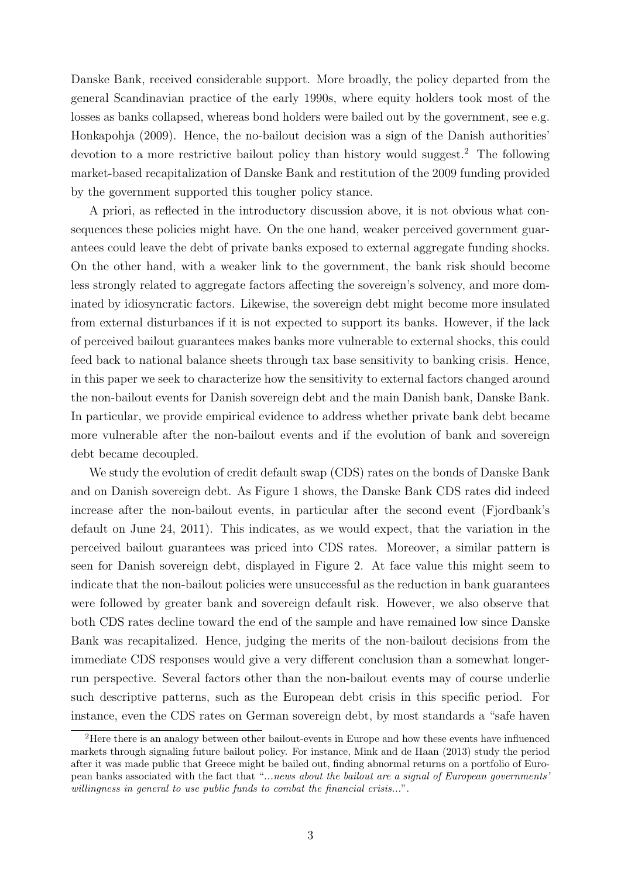Danske Bank, received considerable support. More broadly, the policy departed from the general Scandinavian practice of the early 1990s, where equity holders took most of the losses as banks collapsed, whereas bond holders were bailed out by the government, see e.g. Honkapohja (2009). Hence, the no-bailout decision was a sign of the Danish authorities' devotion to a more restrictive bailout policy than history would suggest.[2] The following market-based recapitalization of Danske Bank and restitution of the 2009 funding provided by the government supported this tougher policy stance.

A priori, as reflected in the introductory discussion above, it is not obvious what consequences these policies might have. On the one hand, weaker perceived government guarantees could leave the debt of private banks exposed to external aggregate funding shocks. On the other hand, with a weaker link to the government, the bank risk should become less strongly related to aggregate factors affecting the sovereign's solvency, and more dominated by idiosyncratic factors. Likewise, the sovereign debt might become more insulated from external disturbances if it is not expected to support its banks. However, if the lack of perceived bailout guarantees makes banks more vulnerable to external shocks, this could feed back to national balance sheets through tax base sensitivity to banking crisis. Hence, in this paper we seek to characterize how the sensitivity to external factors changed around the non-bailout events for Danish sovereign debt and the main Danish bank, Danske Bank. In particular, we provide empirical evidence to address whether private bank debt became more vulnerable after the non-bailout events and if the evolution of bank and sovereign debt became decoupled.

We study the evolution of credit default swap (CDS) rates on the bonds of Danske Bank and on Danish sovereign debt. As Figure 1 shows, the Danske Bank CDS rates did indeed increase after the non-bailout events, in particular after the second event (Fjordbank's default on June 24, 2011). This indicates, as we would expect, that the variation in the perceived bailout guarantees was priced into CDS rates. Moreover, a similar pattern is seen for Danish sovereign debt, displayed in Figure 2. At face value this might seem to indicate that the non-bailout policies were unsuccessful as the reduction in bank guarantees were followed by greater bank and sovereign default risk. However, we also observe that both CDS rates decline toward the end of the sample and have remained low since Danske Bank was recapitalized. Hence, judging the merits of the non-bailout decisions from the immediate CDS responses would give a very different conclusion than a somewhat longer-run perspective. Several factors other than the non-bailout events may of course underlie such descriptive patterns, such as the European debt crisis in this specific period. For instance, even the CDS rates on German sovereign debt, by most standards a "safe haven

[2] Here there is an analogy between other bailout-events in Europe and how these events have influenced markets through signaling future bailout policy. For instance, Mink and de Haan (2013) study the period after it was made public that Greece might be bailed out, finding abnormal returns on a portfolio of European banks associated with the fact that "*...news about the bailout are a signal of European governments' willingness in general to use public funds to combat the financial crisis...*".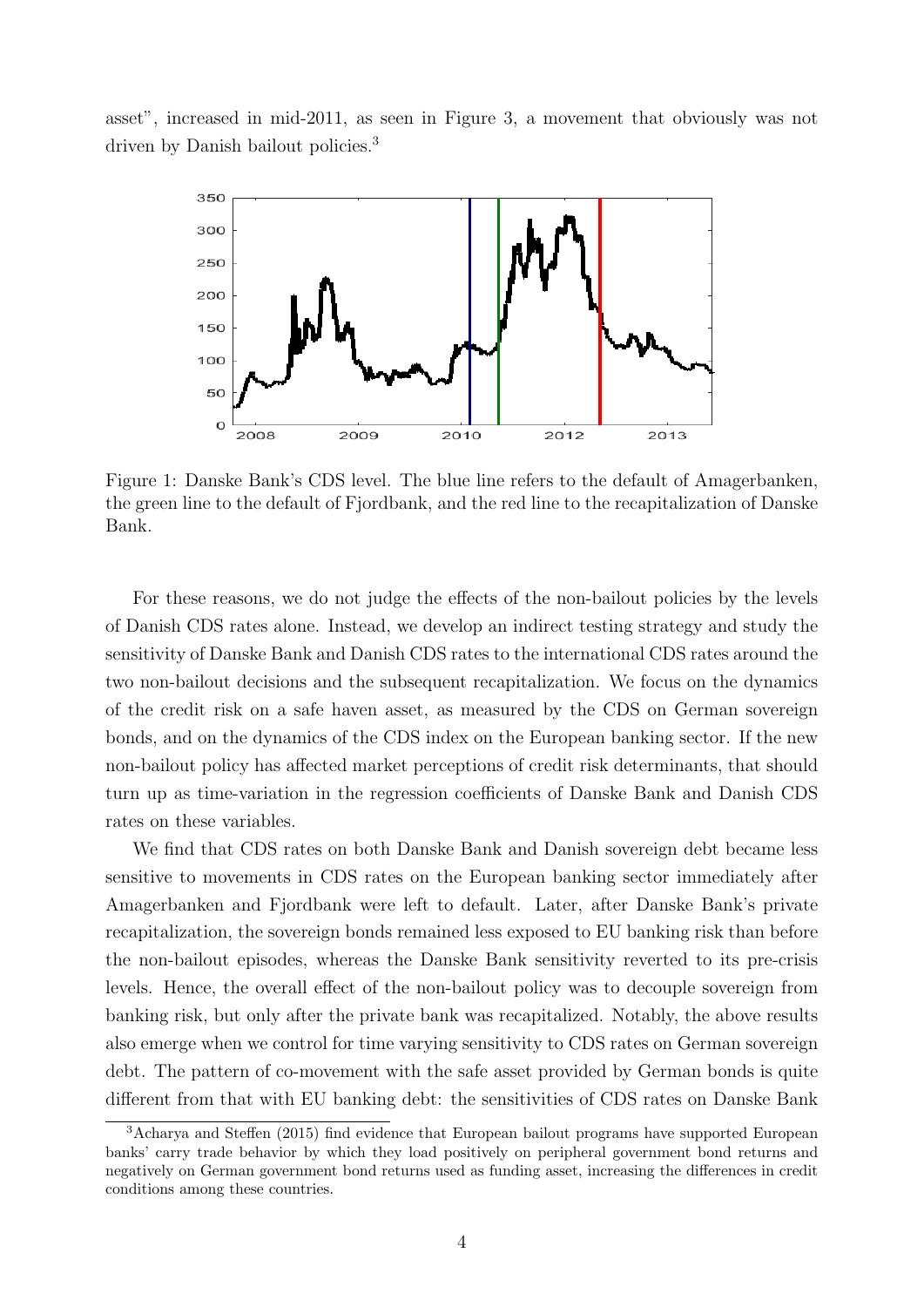asset", increased in mid-2011, as seen in Figure 3, a movement that obviously was not driven by Danish bailout policies.[3]

Figure 1: Danske Bank's CDS level. The blue line refers to the default of Amagerbanken, the green line to the default of Fjordbank, and the red line to the recapitalization of Danske Bank.

For these reasons, we do not judge the effects of the non-bailout policies by the levels of Danish CDS rates alone. Instead, we develop an indirect testing strategy and study the sensitivity of Danske Bank and Danish CDS rates to the international CDS rates around the two non-bailout decisions and the subsequent recapitalization. We focus on the dynamics of the credit risk on a safe haven asset, as measured by the CDS on German sovereign bonds, and on the dynamics of the CDS index on the European banking sector. If the new non-bailout policy has affected market perceptions of credit risk determinants, that should turn up as time-variation in the regression coefficients of Danske Bank and Danish CDS rates on these variables.

We find that CDS rates on both Danske Bank and Danish sovereign debt became less sensitive to movements in CDS rates on the European banking sector immediately after Amagerbanken and Fjordbank were left to default. Later, after Danske Bank's private recapitalization, the sovereign bonds remained less exposed to EU banking risk than before the non-bailout episodes, whereas the Danske Bank sensitivity reverted to its pre-crisis levels. Hence, the overall effect of the non-bailout policy was to decouple sovereign from banking risk, but only after the private bank was recapitalized. Notably, the above results also emerge when we control for time varying sensitivity to CDS rates on German sovereign debt. The pattern of co-movement with the safe asset provided by German bonds is quite different from that with EU banking debt: the sensitivities of CDS rates on Danske Bank

[3] Acharya and Steffen (2015) find evidence that European bailout programs have supported European banks' carry trade behavior by which they load positively on peripheral government bond returns and negatively on German government bond returns used as funding asset, increasing the differences in credit conditions among these countries.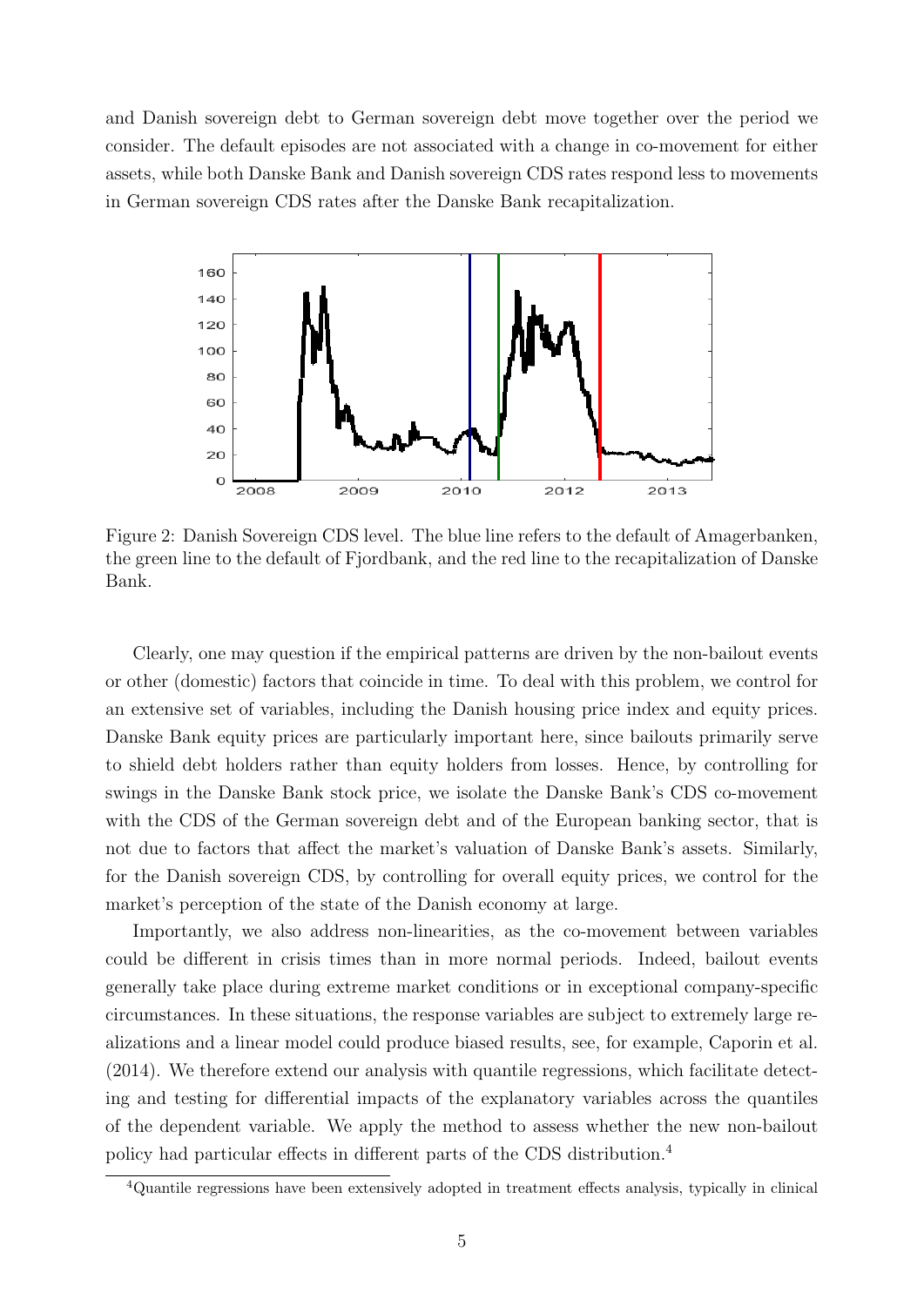and Danish sovereign debt to German sovereign debt move together over the period we consider. The default episodes are not associated with a change in co-movement for either assets, while both Danske Bank and Danish sovereign CDS rates respond less to movements in German sovereign CDS rates after the Danske Bank recapitalization.

Figure 2: Danish Sovereign CDS level. The blue line refers to the default of Amagerbanken, the green line to the default of Fjordbank, and the red line to the recapitalization of Danske Bank.

Clearly, one may question if the empirical patterns are driven by the non-bailout events or other (domestic) factors that coincide in time. To deal with this problem, we control for an extensive set of variables, including the Danish housing price index and equity prices. Danske Bank equity prices are particularly important here, since bailouts primarily serve to shield debt holders rather than equity holders from losses. Hence, by controlling for swings in the Danske Bank stock price, we isolate the Danske Bank's CDS co-movement with the CDS of the German sovereign debt and of the European banking sector, that is not due to factors that affect the market's valuation of Danske Bank's assets. Similarly, for the Danish sovereign CDS, by controlling for overall equity prices, we control for the market's perception of the state of the Danish economy at large.

Importantly, we also address non-linearities, as the co-movement between variables could be different in crisis times than in more normal periods. Indeed, bailout events generally take place during extreme market conditions or in exceptional company-specific circumstances. In these situations, the response variables are subject to extremely large realizations and a linear model could produce biased results, see, for example, Caporin et al. (2014). We therefore extend our analysis with quantile regressions, which facilitate detecting and testing for differential impacts of the explanatory variables across the quantiles of the dependent variable. We apply the method to assess whether the new non-bailout policy had particular effects in different parts of the CDS distribution.[4]

[4]Quantile regressions have been extensively adopted in treatment effects analysis, typically in clinical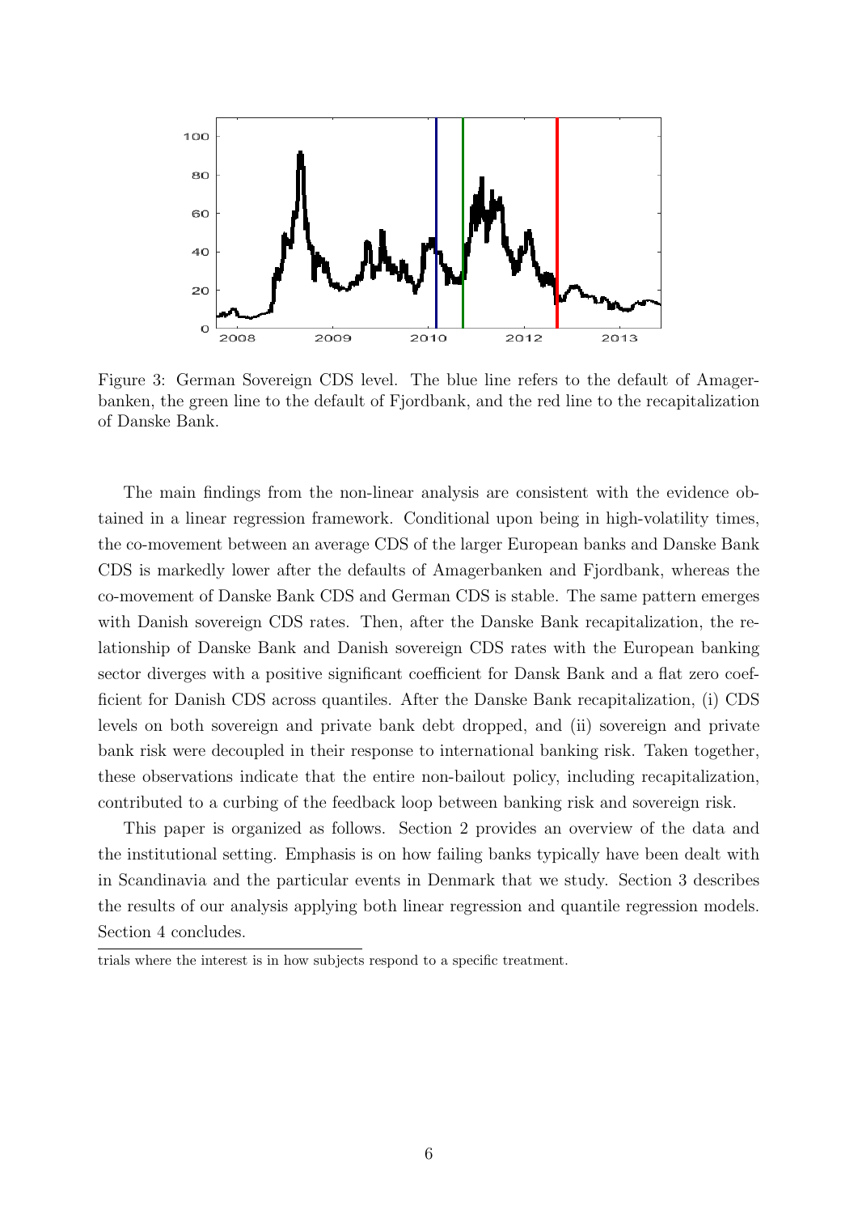Figure 3: German Sovereign CDS level. The blue line refers to the default of Amagerbanken, the green line to the default of Fjordbank, and the red line to the recapitalization of Danske Bank.

The main findings from the non-linear analysis are consistent with the evidence obtained in a linear regression framework. Conditional upon being in high-volatility times, the co-movement between an average CDS of the larger European banks and Danske Bank CDS is markedly lower after the defaults of Amagerbanken and Fjordbank, whereas the co-movement of Danske Bank CDS and German CDS is stable. The same pattern emerges with Danish sovereign CDS rates. Then, after the Danske Bank recapitalization, the relationship of Danske Bank and Danish sovereign CDS rates with the European banking sector diverges with a positive significant coefficient for Dansk Bank and a flat zero coefficient for Danish CDS across quantiles. After the Danske Bank recapitalization, (i) CDS levels on both sovereign and private bank debt dropped, and (ii) sovereign and private bank risk were decoupled in their response to international banking risk. Taken together, these observations indicate that the entire non-bailout policy, including recapitalization, contributed to a curbing of the feedback loop between banking risk and sovereign risk.

This paper is organized as follows. Section 2 provides an overview of the data and the institutional setting. Emphasis is on how failing banks typically have been dealt with in Scandinavia and the particular events in Denmark that we study. Section 3 describes the results of our analysis applying both linear regression and quantile regression models. Section 4 concludes.

trials where the interest is in how subjects respond to a specific treatment.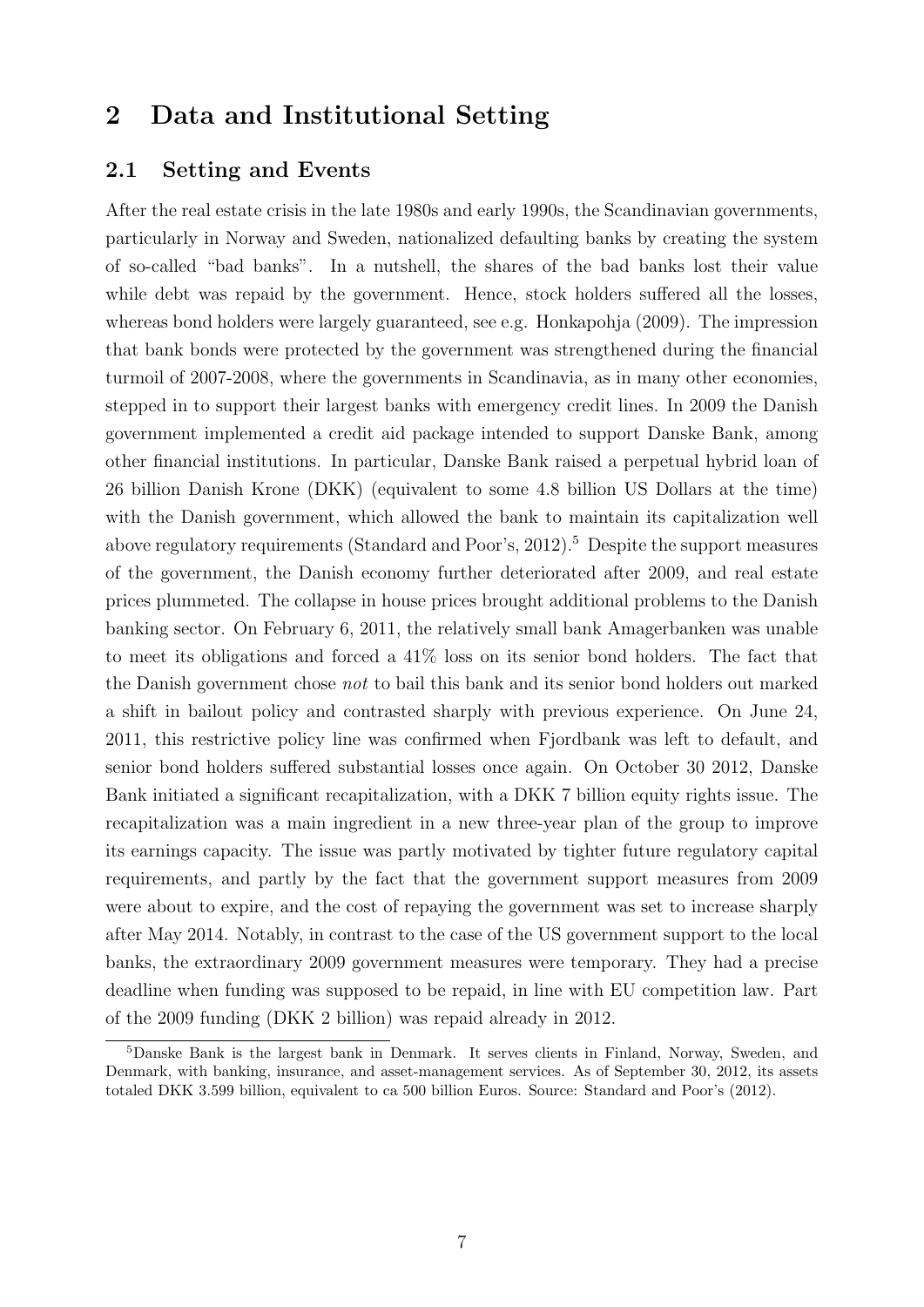## 2 Data and Institutional Setting

### 2.1 Setting and Events

After the real estate crisis in the late 1980s and early 1990s, the Scandinavian governments, particularly in Norway and Sweden, nationalized defaulting banks by creating the system of so-called "bad banks". In a nutshell, the shares of the bad banks lost their value while debt was repaid by the government. Hence, stock holders suffered all the losses, whereas bond holders were largely guaranteed, see e.g. Honkapohja (2009). The impression that bank bonds were protected by the government was strengthened during the financial turmoil of 2007-2008, where the governments in Scandinavia, as in many other economies, stepped in to support their largest banks with emergency credit lines. In 2009 the Danish government implemented a credit aid package intended to support Danske Bank, among other financial institutions. In particular, Danske Bank raised a perpetual hybrid loan of 26 billion Danish Krone (DKK) (equivalent to some 4.8 billion US Dollars at the time) with the Danish government, which allowed the bank to maintain its capitalization well above regulatory requirements (Standard and Poor's, 2012).[5] Despite the support measures of the government, the Danish economy further deteriorated after 2009, and real estate prices plummeted. The collapse in house prices brought additional problems to the Danish banking sector. On February 6, 2011, the relatively small bank Amagerbanken was unable to meet its obligations and forced a 41% loss on its senior bond holders. The fact that the Danish government chose *not* to bail this bank and its senior bond holders out marked a shift in bailout policy and contrasted sharply with previous experience. On June 24, 2011, this restrictive policy line was confirmed when Fjordbank was left to default, and senior bond holders suffered substantial losses once again. On October 30 2012, Danske Bank initiated a significant recapitalization, with a DKK 7 billion equity rights issue. The recapitalization was a main ingredient in a new three-year plan of the group to improve its earnings capacity. The issue was partly motivated by tighter future regulatory capital requirements, and partly by the fact that the government support measures from 2009 were about to expire, and the cost of repaying the government was set to increase sharply after May 2014. Notably, in contrast to the case of the US government support to the local banks, the extraordinary 2009 government measures were temporary. They had a precise deadline when funding was supposed to be repaid, in line with EU competition law. Part of the 2009 funding (DKK 2 billion) was repaid already in 2012.

[5] Danske Bank is the largest bank in Denmark. It serves clients in Finland, Norway, Sweden, and Denmark, with banking, insurance, and asset-management services. As of September 30, 2012, its assets totaled DKK 3.599 billion, equivalent to ca 500 billion Euros. Source: Standard and Poor's (2012).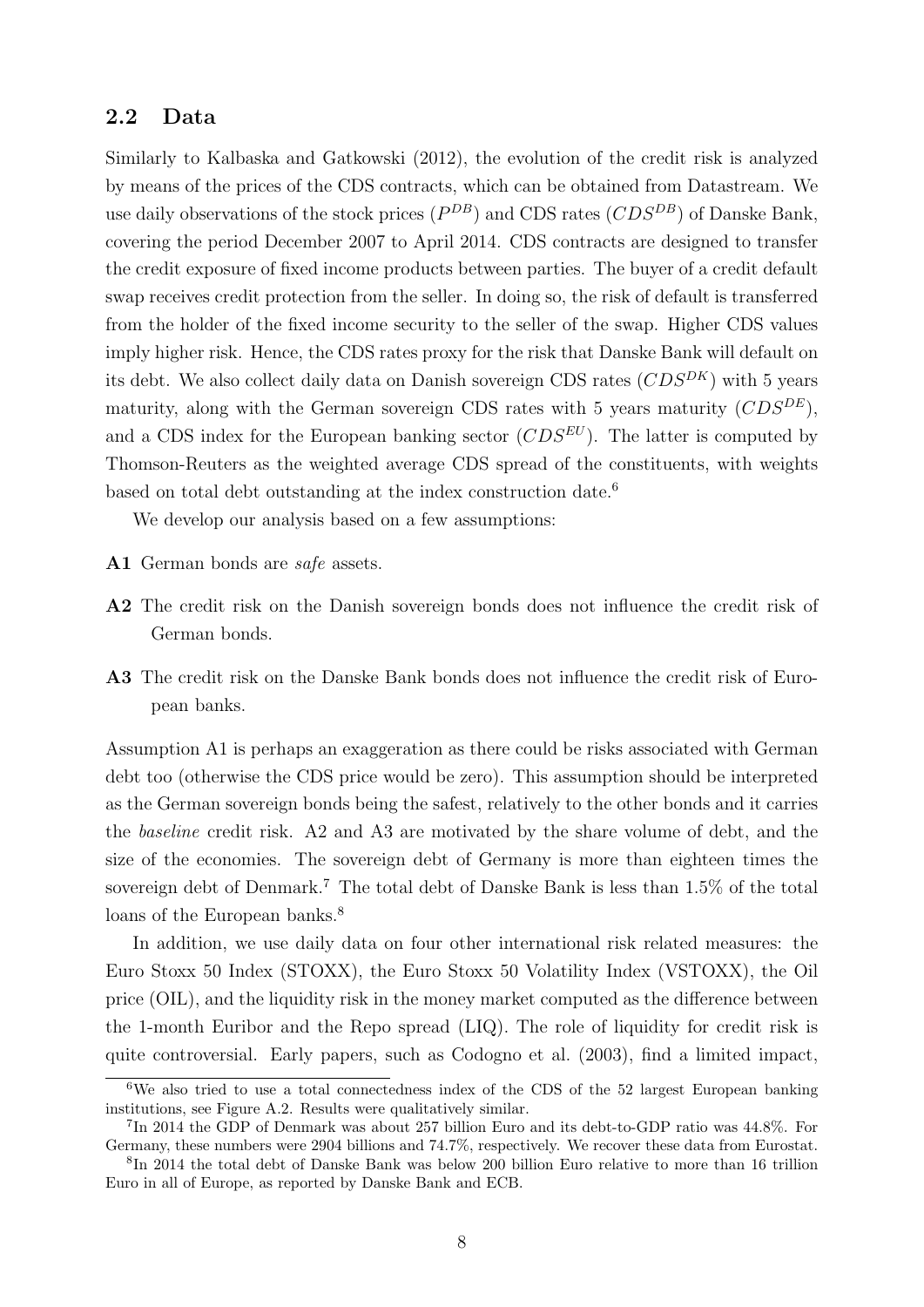## 2.2 Data

Similarly to Kalbaska and Gatkowski (2012), the evolution of the credit risk is analyzed by means of the prices of the CDS contracts, which can be obtained from Datastream. We use daily observations of the stock prices ($P^{DB}$) and CDS rates ($CDS^{DB}$) of Danske Bank, covering the period December 2007 to April 2014. CDS contracts are designed to transfer the credit exposure of fixed income products between parties. The buyer of a credit default swap receives credit protection from the seller. In doing so, the risk of default is transferred from the holder of the fixed income security to the seller of the swap. Higher CDS values imply higher risk. Hence, the CDS rates proxy for the risk that Danske Bank will default on its debt. We also collect daily data on Danish sovereign CDS rates ($CDS^{DK}$) with 5 years maturity, along with the German sovereign CDS rates with 5 years maturity ($CDS^{DE}$), and a CDS index for the European banking sector ($CDS^{EU}$). The latter is computed by Thomson-Reuters as the weighted average CDS spread of the constituents, with weights based on total debt outstanding at the index construction date.[6]

We develop our analysis based on a few assumptions:

**A1** German bonds are *safe* assets.

**A2** The credit risk on the Danish sovereign bonds does not influence the credit risk of German bonds.

**A3** The credit risk on the Danske Bank bonds does not influence the credit risk of European banks.

Assumption A1 is perhaps an exaggeration as there could be risks associated with German debt too (otherwise the CDS price would be zero). This assumption should be interpreted as the German sovereign bonds being the safest, relatively to the other bonds and it carries the *baseline* credit risk. A2 and A3 are motivated by the share volume of debt, and the size of the economies. The sovereign debt of Germany is more than eighteen times the sovereign debt of Denmark.[7] The total debt of Danske Bank is less than 1.5% of the total loans of the European banks.[8]

In addition, we use daily data on four other international risk related measures: the Euro Stoxx 50 Index (STOXX), the Euro Stoxx 50 Volatility Index (VSTOXX), the Oil price (OIL), and the liquidity risk in the money market computed as the difference between the 1-month Euribor and the Repo spread (LIQ). The role of liquidity for credit risk is quite controversial. Early papers, such as Codogno et al. (2003), find a limited impact,

---

[6] We also tried to use a total connectedness index of the CDS of the 52 largest European banking institutions, see Figure A.2. Results were qualitatively similar.

[7] In 2014 the GDP of Denmark was about 257 billion Euro and its debt-to-GDP ratio was 44.8%. For Germany, these numbers were 2904 billions and 74.7%, respectively. We recover these data from Eurostat.

[8] In 2014 the total debt of Danske Bank was below 200 billion Euro relative to more than 16 trillion Euro in all of Europe, as reported by Danske Bank and ECB.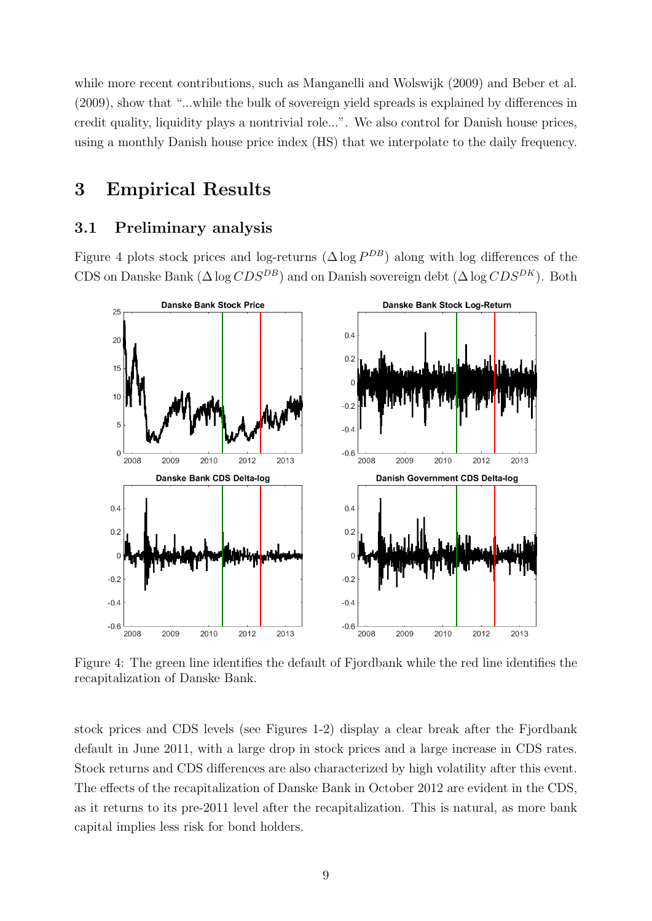while more recent contributions, such as Manganelli and Wolswijk (2009) and Beber et al. (2009), show that "...while the bulk of sovereign yield spreads is explained by differences in credit quality, liquidity plays a nontrivial role...". We also control for Danish house prices, using a monthly Danish house price index (HS) that we interpolate to the daily frequency.

# 3 Empirical Results

## 3.1 Preliminary analysis

Figure 4 plots stock prices and log-returns ($\Delta \log P^{DB}$) along with log differences of the CDS on Danske Bank ($\Delta \log CDS^{DB}$) and on Danish sovereign debt ($\Delta \log CDS^{DK}$). Both stock prices and CDS levels (see Figures 1-2) display a clear break after the Fjordbank default in June 2011, with a large drop in stock prices and a large increase in CDS rates. Stock returns and CDS differences are also characterized by high volatility after this event. The effects of the recapitalization of Danske Bank in October 2012 are evident in the CDS, as it returns to its pre-2011 level after the recapitalization. This is natural, as more bank capital implies less risk for bond holders.

Figure 4: The green line identifies the default of Fjordbank while the red line identifies the recapitalization of Danske Bank.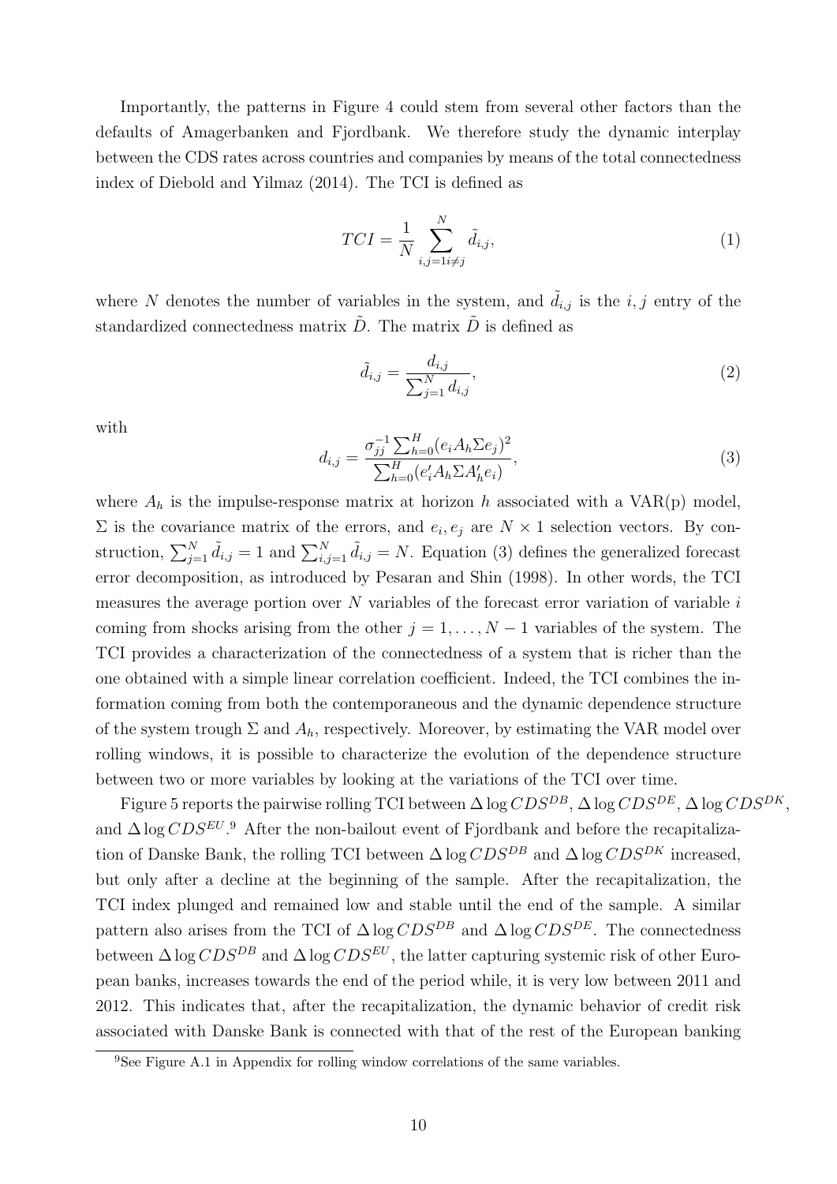Importantly, the patterns in Figure 4 could stem from several other factors than the defaults of Amagerbanken and Fjordbank. We therefore study the dynamic interplay between the CDS rates across countries and companies by means of the total connectedness index of Diebold and Yilmaz (2014). The TCI is defined as

$$TCI = \frac{1}{N} \sum_{i,j=1 i \neq j}^{N} \tilde{d}_{i,j}, \tag{1}$$

where $N$ denotes the number of variables in the system, and $\tilde{d}_{i,j}$ is the $i, j$ entry of the standardized connectedness matrix $\tilde{D}$. The matrix $\tilde{D}$ is defined as

$$\tilde{d}_{i,j} = \frac{d_{i,j}}{\sum_{j=1}^{N} d_{i,j}}, \tag{2}$$

with

$$d_{i,j} = \frac{\sigma_{jj}^{-1} \sum_{h=0}^{H} (e_i A_h \Sigma e_j)^2}{\sum_{h=0}^{H} (e_i' A_h \Sigma A_h' e_i)}, \tag{3}$$

where $A_h$ is the impulse-response matrix at horizon $h$ associated with a VAR(p) model, $\Sigma$ is the covariance matrix of the errors, and $e_i, e_j$ are $N \times 1$ selection vectors. By construction, $\sum_{j=1}^{N} \tilde{d}_{i,j} = 1$ and $\sum_{i,j=1}^{N} \tilde{d}_{i,j} = N$. Equation (3) defines the generalized forecast error decomposition, as introduced by Pesaran and Shin (1998). In other words, the TCI measures the average portion over $N$ variables of the forecast error variation of variable $i$ coming from shocks arising from the other $j = 1, \ldots, N-1$ variables of the system. The TCI provides a characterization of the connectedness of a system that is richer than the one obtained with a simple linear correlation coefficient. Indeed, the TCI combines the information coming from both the contemporaneous and the dynamic dependence structure of the system trough $\Sigma$ and $A_h$, respectively. Moreover, by estimating the VAR model over rolling windows, it is possible to characterize the evolution of the dependence structure between two or more variables by looking at the variations of the TCI over time.

Figure 5 reports the pairwise rolling TCI between $\Delta \log CDS^{DB}$, $\Delta \log CDS^{DE}$, $\Delta \log CDS^{DK}$, and $\Delta \log CDS^{EU}$.[9] After the non-bailout event of Fjordbank and before the recapitalization of Danske Bank, the rolling TCI between $\Delta \log CDS^{DB}$ and $\Delta \log CDS^{DK}$ increased, but only after a decline at the beginning of the sample. After the recapitalization, the TCI index plunged and remained low and stable until the end of the sample. A similar pattern also arises from the TCI of $\Delta \log CDS^{DB}$ and $\Delta \log CDS^{DE}$. The connectedness between $\Delta \log CDS^{DB}$ and $\Delta \log CDS^{EU}$, the latter capturing systemic risk of other European banks, increases towards the end of the period while, it is very low between 2011 and 2012. This indicates that, after the recapitalization, the dynamic behavior of credit risk associated with Danske Bank is connected with that of the rest of the European banking

[9] See Figure A.1 in Appendix for rolling window correlations of the same variables.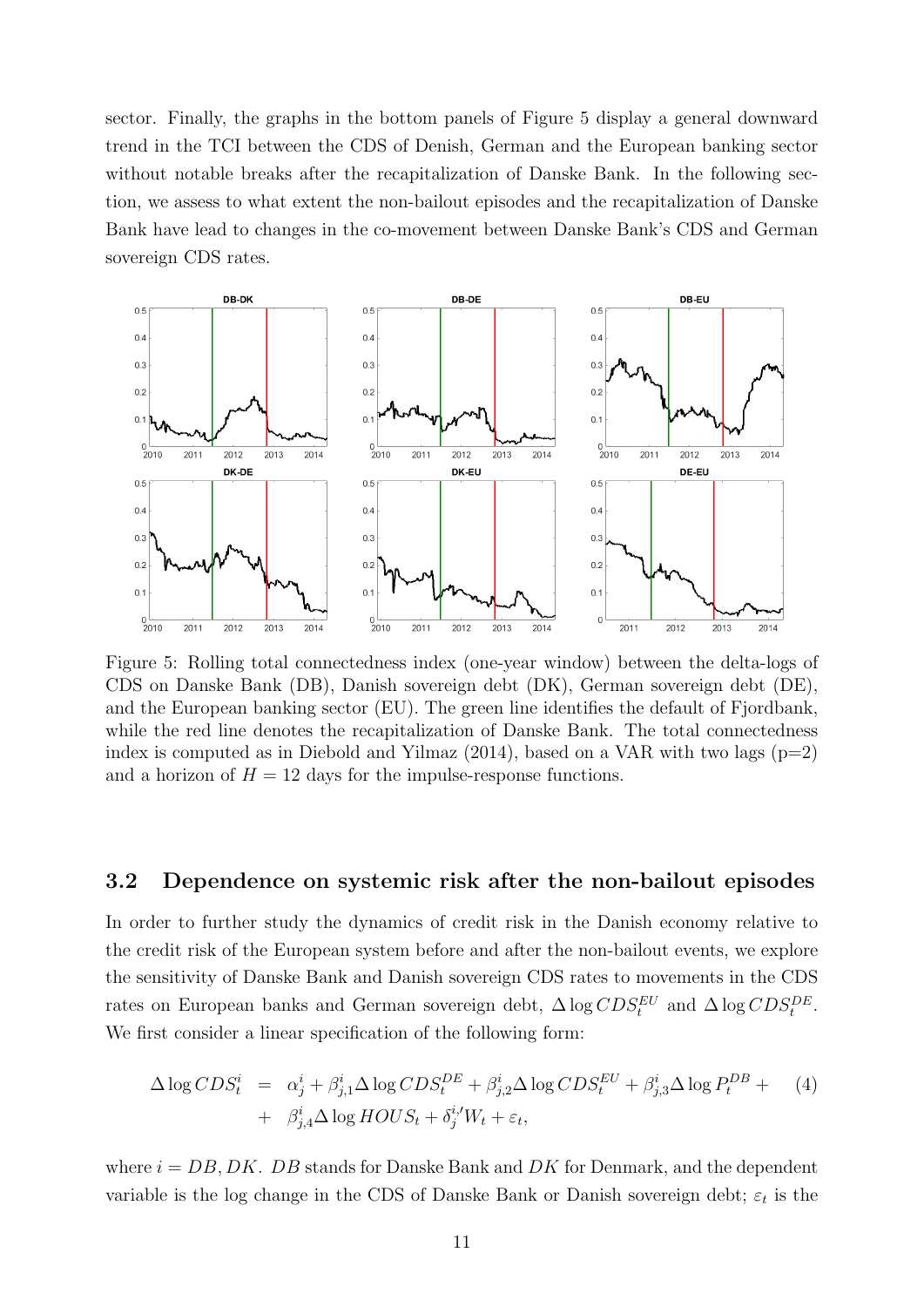sector. Finally, the graphs in the bottom panels of Figure 5 display a general downward trend in the TCI between the CDS of Denish, German and the European banking sector without notable breaks after the recapitalization of Danske Bank. In the following section, we assess to what extent the non-bailout episodes and the recapitalization of Danske Bank have lead to changes in the co-movement between Danske Bank's CDS and German sovereign CDS rates.

Figure 5: Rolling total connectedness index (one-year window) between the delta-logs of CDS on Danske Bank (DB), Danish sovereign debt (DK), German sovereign debt (DE), and the European banking sector (EU). The green line identifies the default of Fjordbank, while the red line denotes the recapitalization of Danske Bank. The total connectedness index is computed as in Diebold and Yilmaz (2014), based on a VAR with two lags (p=2) and a horizon of $H = 12$ days for the impulse-response functions.

## 3.2 Dependence on systemic risk after the non-bailout episodes

In order to further study the dynamics of credit risk in the Danish economy relative to the credit risk of the European system before and after the non-bailout events, we explore the sensitivity of Danske Bank and Danish sovereign CDS rates to movements in the CDS rates on European banks and German sovereign debt, $\Delta \log CDS_t^{EU}$ and $\Delta \log CDS_t^{DE}$. We first consider a linear specification of the following form:

$$\begin{aligned} \Delta \log CDS_t^i &= \alpha_j^i + \beta_{j,1}^i \Delta \log CDS_t^{DE} + \beta_{j,2}^i \Delta \log CDS_t^{EU} + \beta_{j,3}^i \Delta \log P_t^{DB} + \\ &+ \beta_{j,4}^i \Delta \log HOUS_t + \delta_j^{i,\prime} W_t + \varepsilon_t, \end{aligned} \tag{4}$$

where $i = DB, DK$. $DB$ stands for Danske Bank and $DK$ for Denmark, and the dependent variable is the log change in the CDS of Danske Bank or Danish sovereign debt; $\varepsilon_t$ is the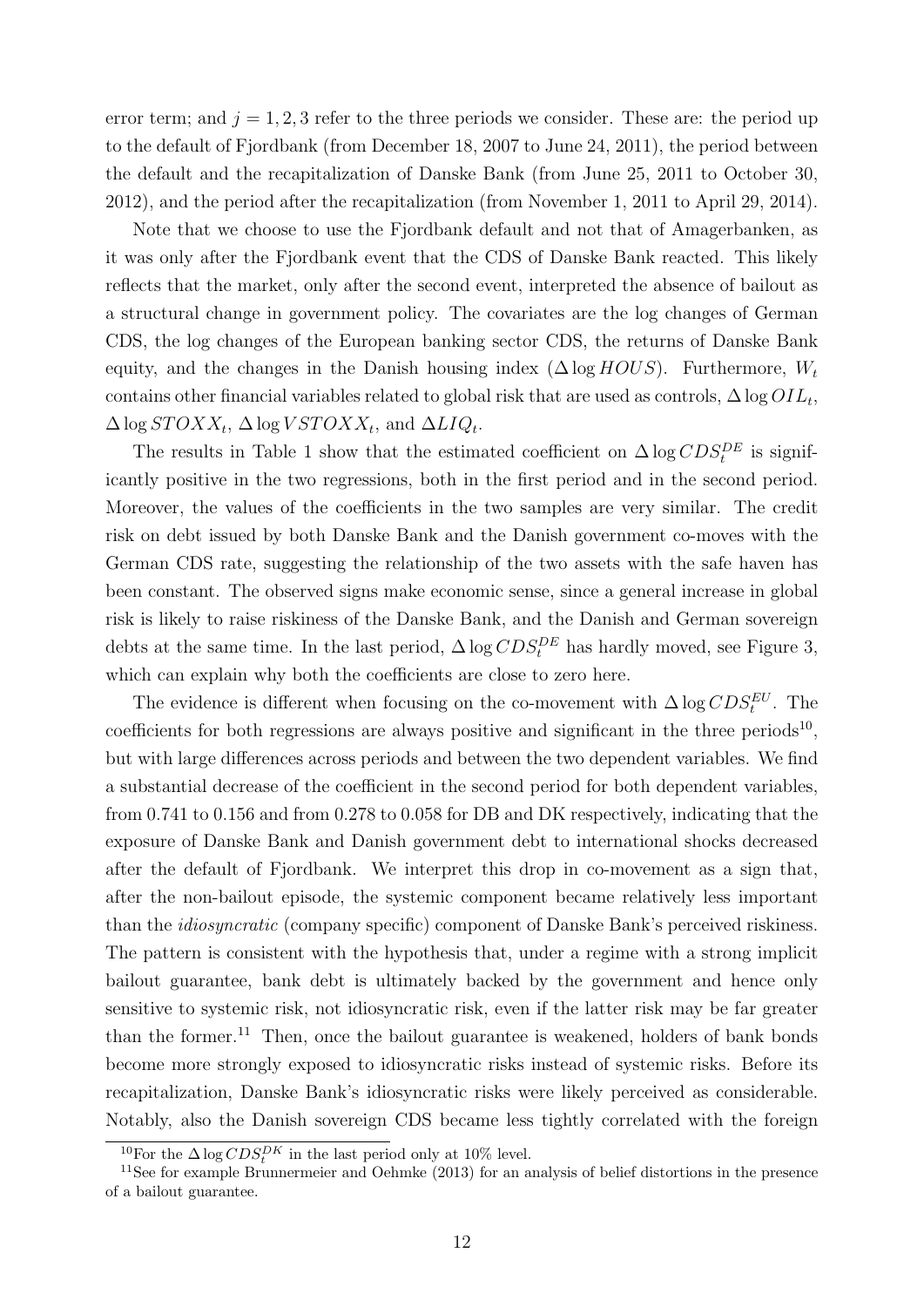error term; and $j = 1, 2, 3$ refer to the three periods we consider. These are: the period up to the default of Fjordbank (from December 18, 2007 to June 24, 2011), the period between the default and the recapitalization of Danske Bank (from June 25, 2011 to October 30, 2012), and the period after the recapitalization (from November 1, 2011 to April 29, 2014).

Note that we choose to use the Fjordbank default and not that of Amagerbanken, as it was only after the Fjordbank event that the CDS of Danske Bank reacted. This likely reflects that the market, only after the second event, interpreted the absence of bailout as a structural change in government policy. The covariates are the log changes of German CDS, the log changes of the European banking sector CDS, the returns of Danske Bank equity, and the changes in the Danish housing index ($\Delta \log HOUS$). Furthermore, $W_t$ contains other financial variables related to global risk that are used as controls, $\Delta \log OIL_t$, $\Delta \log STOXX_t$, $\Delta \log VSTOXX_t$, and $\Delta LIQ_t$.

The results in Table 1 show that the estimated coefficient on $\Delta \log CDS_t^{DE}$ is significantly positive in the two regressions, both in the first period and in the second period. Moreover, the values of the coefficients in the two samples are very similar. The credit risk on debt issued by both Danske Bank and the Danish government co-moves with the German CDS rate, suggesting the relationship of the two assets with the safe haven has been constant. The observed signs make economic sense, since a general increase in global risk is likely to raise riskiness of the Danske Bank, and the Danish and German sovereign debts at the same time. In the last period, $\Delta \log CDS_t^{DE}$ has hardly moved, see Figure 3, which can explain why both the coefficients are close to zero here.

The evidence is different when focusing on the co-movement with $\Delta \log CDS_t^{EU}$. The coefficients for both regressions are always positive and significant in the three periods[10], but with large differences across periods and between the two dependent variables. We find a substantial decrease of the coefficient in the second period for both dependent variables, from 0.741 to 0.156 and from 0.278 to 0.058 for DB and DK respectively, indicating that the exposure of Danske Bank and Danish government debt to international shocks decreased after the default of Fjordbank. We interpret this drop in co-movement as a sign that, after the non-bailout episode, the systemic component became relatively less important than the *idiosyncratic* (company specific) component of Danske Bank's perceived riskiness. The pattern is consistent with the hypothesis that, under a regime with a strong implicit bailout guarantee, bank debt is ultimately backed by the government and hence only sensitive to systemic risk, not idiosyncratic risk, even if the latter risk may be far greater than the former.[11] Then, once the bailout guarantee is weakened, holders of bank bonds become more strongly exposed to idiosyncratic risks instead of systemic risks. Before its recapitalization, Danske Bank's idiosyncratic risks were likely perceived as considerable. Notably, also the Danish sovereign CDS became less tightly correlated with the foreign

[10] For the $\Delta \log CDS_t^{DK}$ in the last period only at 10% level.

[11] See for example Brunnermeier and Oehmke (2013) for an analysis of belief distortions in the presence of a bailout guarantee.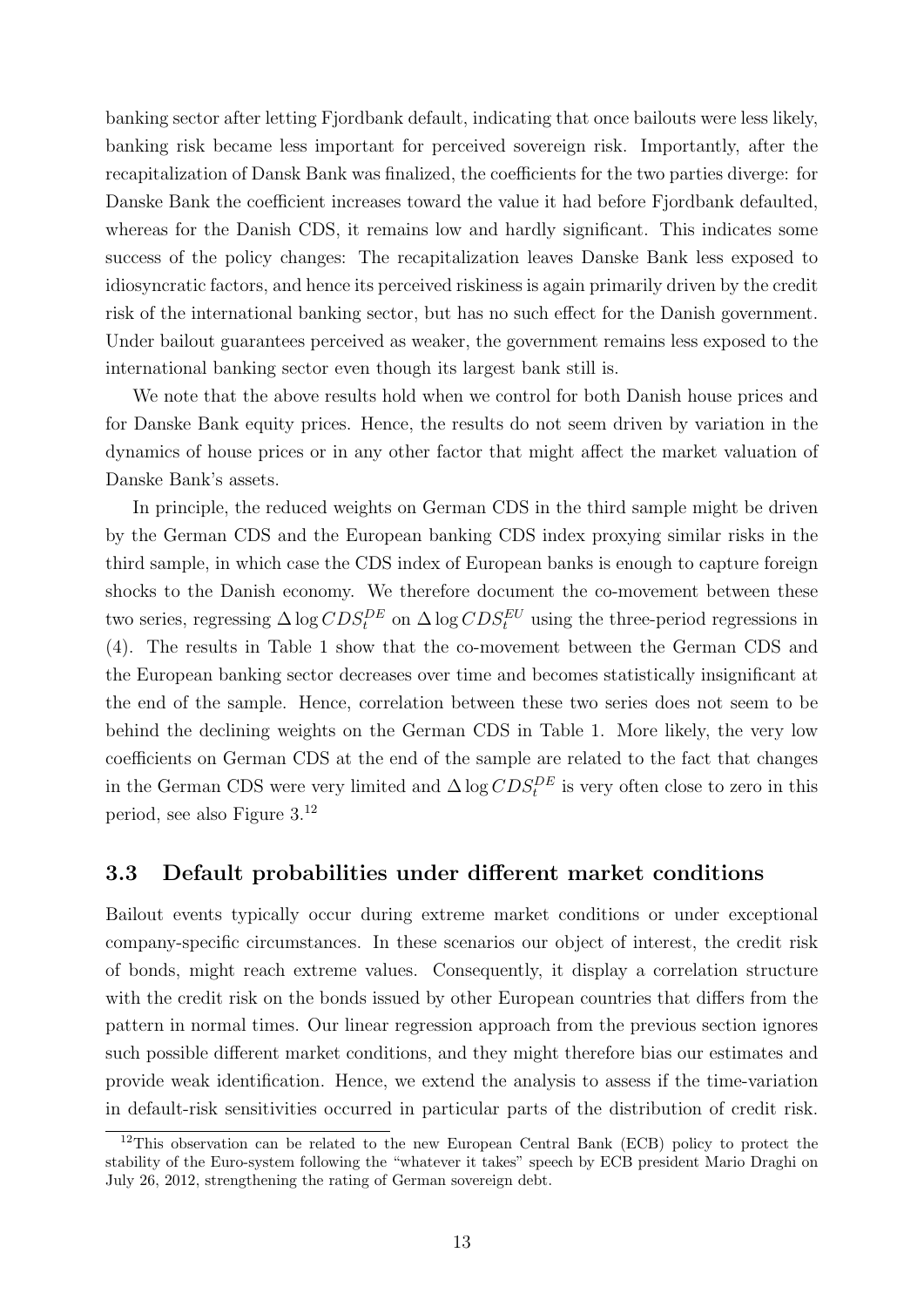banking sector after letting Fjordbank default, indicating that once bailouts were less likely, banking risk became less important for perceived sovereign risk. Importantly, after the recapitalization of Dansk Bank was finalized, the coefficients for the two parties diverge: for Danske Bank the coefficient increases toward the value it had before Fjordbank defaulted, whereas for the Danish CDS, it remains low and hardly significant. This indicates some success of the policy changes: The recapitalization leaves Danske Bank less exposed to idiosyncratic factors, and hence its perceived riskiness is again primarily driven by the credit risk of the international banking sector, but has no such effect for the Danish government. Under bailout guarantees perceived as weaker, the government remains less exposed to the international banking sector even though its largest bank still is.

We note that the above results hold when we control for both Danish house prices and for Danske Bank equity prices. Hence, the results do not seem driven by variation in the dynamics of house prices or in any other factor that might affect the market valuation of Danske Bank's assets.

In principle, the reduced weights on German CDS in the third sample might be driven by the German CDS and the European banking CDS index proxying similar risks in the third sample, in which case the CDS index of European banks is enough to capture foreign shocks to the Danish economy. We therefore document the co-movement between these two series, regressing $\Delta \log CDS_t^{DE}$ on $\Delta \log CDS_t^{EU}$ using the three-period regressions in (4). The results in Table 1 show that the co-movement between the German CDS and the European banking sector decreases over time and becomes statistically insignificant at the end of the sample. Hence, correlation between these two series does not seem to be behind the declining weights on the German CDS in Table 1. More likely, the very low coefficients on German CDS at the end of the sample are related to the fact that changes in the German CDS were very limited and $\Delta \log CDS_t^{DE}$ is very often close to zero in this period, see also Figure 3.[12]

### 3.3 Default probabilities under different market conditions

Bailout events typically occur during extreme market conditions or under exceptional company-specific circumstances. In these scenarios our object of interest, the credit risk of bonds, might reach extreme values. Consequently, it display a correlation structure with the credit risk on the bonds issued by other European countries that differs from the pattern in normal times. Our linear regression approach from the previous section ignores such possible different market conditions, and they might therefore bias our estimates and provide weak identification. Hence, we extend the analysis to assess if the time-variation in default-risk sensitivities occurred in particular parts of the distribution of credit risk.

[12] This observation can be related to the new European Central Bank (ECB) policy to protect the stability of the Euro-system following the "whatever it takes" speech by ECB president Mario Draghi on July 26, 2012, strengthening the rating of German sovereign debt.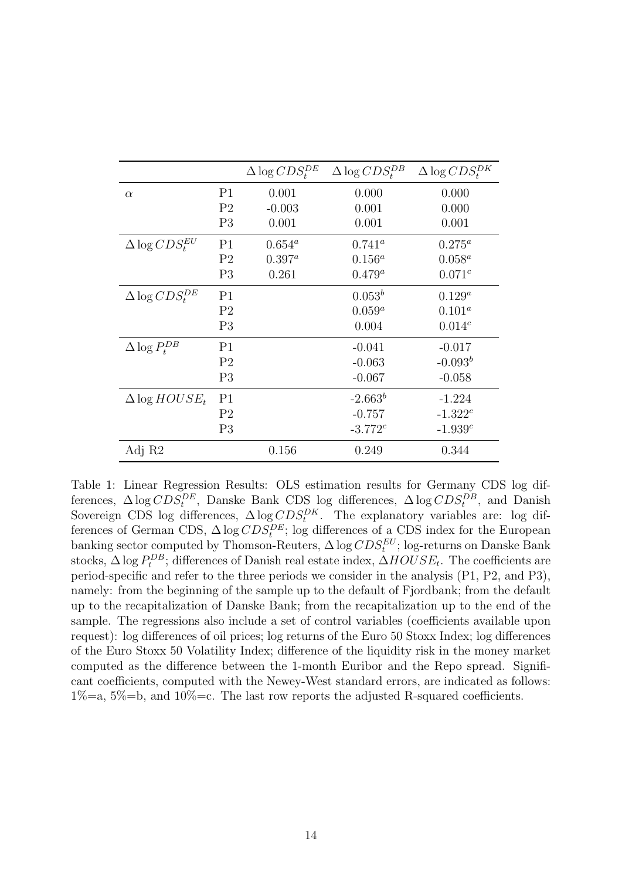| | | $\Delta \log CDS_t^{DE}$ | $\Delta \log CDS_t^{DB}$ | $\Delta \log CDS_t^{DK}$ |
|---|---|---|---|---|
| $\alpha$ | P1 | 0.001 | 0.000 | 0.000 |
| | P2 | -0.003 | 0.001 | 0.000 |
| | P3 | 0.001 | 0.001 | 0.001 |
| $\Delta \log CDS_t^{EU}$ | P1 | $0.654^a$ | $0.741^a$ | $0.275^a$ |
| | P2 | $0.397^a$ | $0.156^a$ | $0.058^a$ |
| | P3 | 0.261 | $0.479^a$ | $0.071^c$ |
| $\Delta \log CDS_t^{DE}$ | P1 | | $0.053^b$ | $0.129^a$ |
| | P2 | | $0.059^a$ | $0.101^a$ |
| | P3 | | 0.004 | $0.014^c$ |
| $\Delta \log P_t^{DB}$ | P1 | | -0.041 | -0.017 |
| | P2 | | -0.063 | $-0.093^b$ |
| | P3 | | -0.067 | -0.058 |
| $\Delta \log HOUSE_t$ | P1 | | $-2.663^b$ | -1.224 |
| | P2 | | -0.757 | $-1.322^c$ |
| | P3 | | $-3.772^c$ | $-1.939^c$ |
| Adj R2 | | 0.156 | 0.249 | 0.344 |

Table 1: Linear Regression Results: OLS estimation results for Germany CDS log differences, $\Delta \log CDS_t^{DE}$, Danske Bank CDS log differences, $\Delta \log CDS_t^{DB}$, and Danish Sovereign CDS log differences, $\Delta \log CDS_t^{DK}$. The explanatory variables are: log differences of German CDS, $\Delta \log CDS_t^{DE}$; log differences of a CDS index for the European banking sector computed by Thomson-Reuters, $\Delta \log CDS_t^{EU}$; log-returns on Danske Bank stocks, $\Delta \log P_t^{DB}$; differences of Danish real estate index, $\Delta HOUSE_t$. The coefficients are period-specific and refer to the three periods we consider in the analysis (P1, P2, and P3), namely: from the beginning of the sample up to the default of Fjordbank; from the default up to the recapitalization of Danske Bank; from the recapitalization up to the end of the sample. The regressions also include a set of control variables (coefficients available upon request): log differences of oil prices; log returns of the Euro 50 Stoxx Index; log differences of the Euro Stoxx 50 Volatility Index; difference of the liquidity risk in the money market computed as the difference between the 1-month Euribor and the Repo spread. Significant coefficients, computed with the Newey-West standard errors, are indicated as follows: 1%=a, 5%=b, and 10%=c. The last row reports the adjusted R-squared coefficients.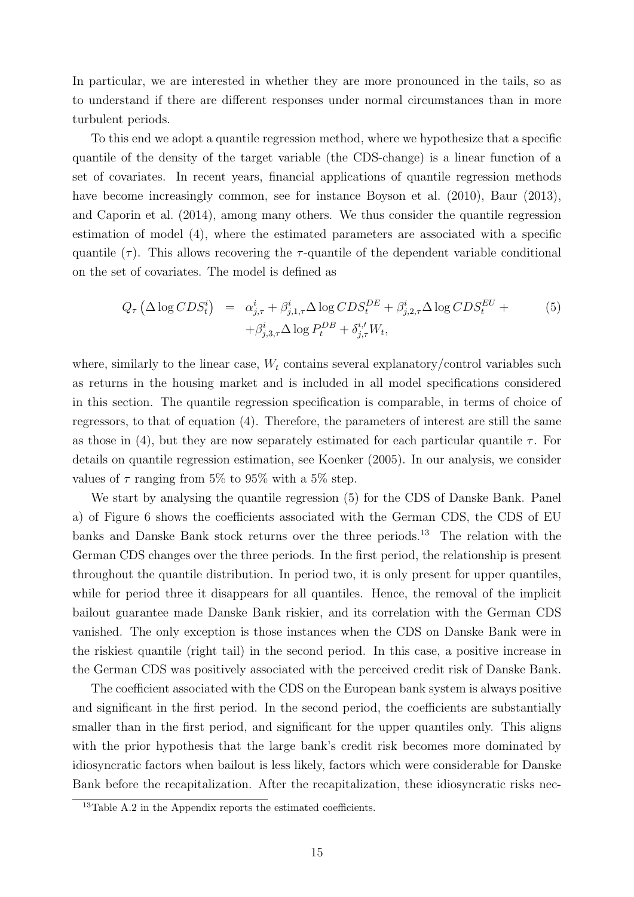In particular, we are interested in whether they are more pronounced in the tails, so as to understand if there are different responses under normal circumstances than in more turbulent periods.

To this end we adopt a quantile regression method, where we hypothesize that a specific quantile of the density of the target variable (the CDS-change) is a linear function of a set of covariates. In recent years, financial applications of quantile regression methods have become increasingly common, see for instance Boyson et al. (2010), Baur (2013), and Caporin et al. (2014), among many others. We thus consider the quantile regression estimation of model (4), where the estimated parameters are associated with a specific quantile ($\tau$). This allows recovering the $\tau$-quantile of the dependent variable conditional on the set of covariates. The model is defined as

$$
\begin{aligned}
Q_{\tau}\left(\Delta \log CDS_t^i\right) &= \alpha_{j,\tau}^i + \beta_{j,1,\tau}^i \Delta \log CDS_t^{DE} + \beta_{j,2,\tau}^i \Delta \log CDS_t^{EU} + \\
&\quad + \beta_{j,3,\tau}^i \Delta \log P_t^{DB} + \delta_{j,\tau}^{i,\prime} W_t,
\end{aligned} \tag{5}
$$

where, similarly to the linear case, $W_t$ contains several explanatory/control variables such as returns in the housing market and is included in all model specifications considered in this section. The quantile regression specification is comparable, in terms of choice of regressors, to that of equation (4). Therefore, the parameters of interest are still the same as those in (4), but they are now separately estimated for each particular quantile $\tau$. For details on quantile regression estimation, see Koenker (2005). In our analysis, we consider values of $\tau$ ranging from 5% to 95% with a 5% step.

We start by analysing the quantile regression (5) for the CDS of Danske Bank. Panel a) of Figure 6 shows the coefficients associated with the German CDS, the CDS of EU banks and Danske Bank stock returns over the three periods.[13] The relation with the German CDS changes over the three periods. In the first period, the relationship is present throughout the quantile distribution. In period two, it is only present for upper quantiles, while for period three it disappears for all quantiles. Hence, the removal of the implicit bailout guarantee made Danske Bank riskier, and its correlation with the German CDS vanished. The only exception is those instances when the CDS on Danske Bank were in the riskiest quantile (right tail) in the second period. In this case, a positive increase in the German CDS was positively associated with the perceived credit risk of Danske Bank.

The coefficient associated with the CDS on the European bank system is always positive and significant in the first period. In the second period, the coefficients are substantially smaller than in the first period, and significant for the upper quantiles only. This aligns with the prior hypothesis that the large bank's credit risk becomes more dominated by idiosyncratic factors when bailout is less likely, factors which were considerable for Danske Bank before the recapitalization. After the recapitalization, these idiosyncratic risks nec-

[13] Table A.2 in the Appendix reports the estimated coefficients.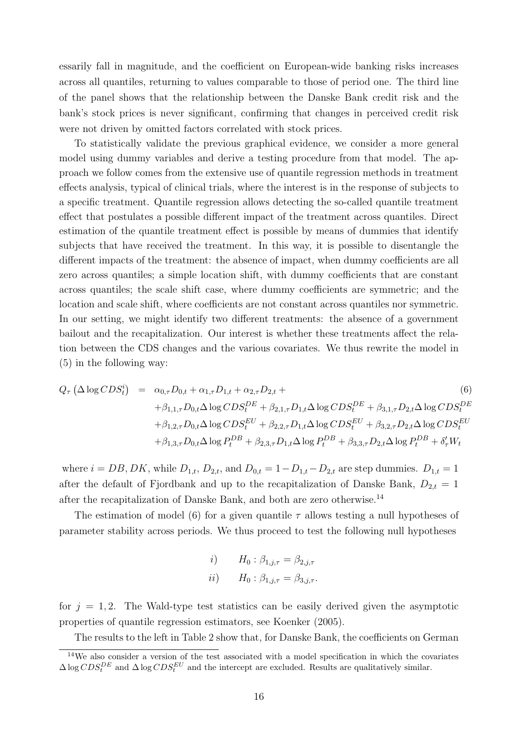essarily fall in magnitude, and the coefficient on European-wide banking risks increases across all quantiles, returning to values comparable to those of period one. The third line of the panel shows that the relationship between the Danske Bank credit risk and the bank's stock prices is never significant, confirming that changes in perceived credit risk were not driven by omitted factors correlated with stock prices.

To statistically validate the previous graphical evidence, we consider a more general model using dummy variables and derive a testing procedure from that model. The approach we follow comes from the extensive use of quantile regression methods in treatment effects analysis, typical of clinical trials, where the interest is in the response of subjects to a specific treatment. Quantile regression allows detecting the so-called quantile treatment effect that postulates a possible different impact of the treatment across quantiles. Direct estimation of the quantile treatment effect is possible by means of dummies that identify subjects that have received the treatment. In this way, it is possible to disentangle the different impacts of the treatment: the absence of impact, when dummy coefficients are all zero across quantiles; a simple location shift, with dummy coefficients that are constant across quantiles; the scale shift case, where dummy coefficients are symmetric; and the location and scale shift, where coefficients are not constant across quantiles nor symmetric. In our setting, we might identify two different treatments: the absence of a government bailout and the recapitalization. Our interest is whether these treatments affect the relation between the CDS changes and the various covariates. We thus rewrite the model in (5) in the following way:

$$
\begin{aligned}
Q_\tau\left(\Delta \log CDS_t^i\right) = {} & \alpha_{0,\tau} D_{0,t} + \alpha_{1,\tau} D_{1,t} + \alpha_{2,\tau} D_{2,t} + \\
& + \beta_{1,1,\tau} D_{0,t} \Delta \log CDS_t^{DE} + \beta_{2,1,\tau} D_{1,t} \Delta \log CDS_t^{DE} + \beta_{3,1,\tau} D_{2,t} \Delta \log CDS_t^{DE} \\
& + \beta_{1,2,\tau} D_{0,t} \Delta \log CDS_t^{EU} + \beta_{2,2,\tau} D_{1,t} \Delta \log CDS_t^{EU} + \beta_{3,2,\tau} D_{2,t} \Delta \log CDS_t^{EU} \\
& + \beta_{1,3,\tau} D_{0,t} \Delta \log P_t^{DB} + \beta_{2,3,\tau} D_{1,t} \Delta \log P_t^{DB} + \beta_{3,3,\tau} D_{2,t} \Delta \log P_t^{DB} + \delta_\tau' W_t
\end{aligned} \tag{6}
$$

where $i = DB, DK$, while $D_{1,t}$, $D_{2,t}$, and $D_{0,t} = 1 - D_{1,t} - D_{2,t}$ are step dummies. $D_{1,t} = 1$ after the default of Fjordbank and up to the recapitalization of Danske Bank, $D_{2,t} = 1$ after the recapitalization of Danske Bank, and both are zero otherwise.[14]

The estimation of model (6) for a given quantile $\tau$ allows testing a null hypotheses of parameter stability across periods. We thus proceed to test the following null hypotheses

$$
\begin{aligned}
i) \qquad & H_0 : \beta_{1,j,\tau} = \beta_{2,j,\tau} \\
ii) \qquad & H_0 : \beta_{1,j,\tau} = \beta_{3,j,\tau}.
\end{aligned}
$$

for $j = 1, 2$. The Wald-type test statistics can be easily derived given the asymptotic properties of quantile regression estimators, see Koenker (2005).

The results to the left in Table 2 show that, for Danske Bank, the coefficients on German

[14] We also consider a version of the test associated with a model specification in which the covariates $\Delta \log CDS_t^{DE}$ and $\Delta \log CDS_t^{EU}$ and the intercept are excluded. Results are qualitatively similar.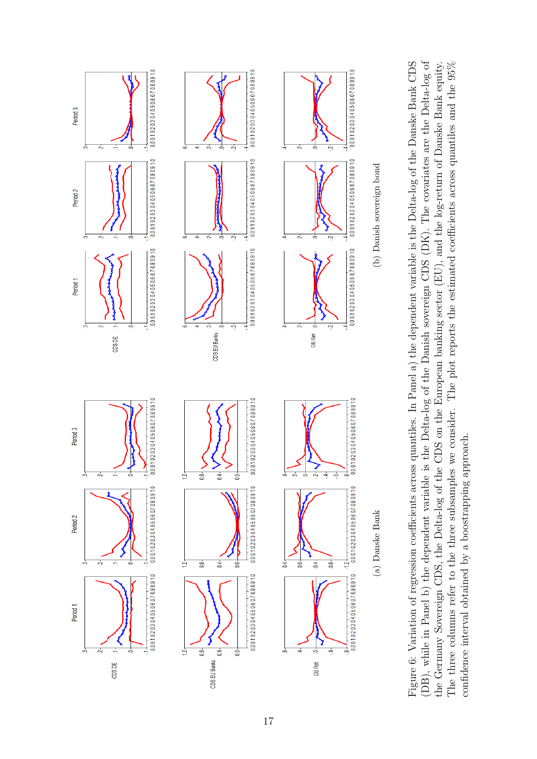(a) Danske Bank

(b) Danish sovereign bond

Figure 6: Variation of regression coefficients across quantiles. In Panel a) the dependent variable is the Delta-log of the Danske Bank CDS (DB), while in Panel b) the dependent variable is the Delta-log of the Danish sovereign CDS (DK). The covariates are the Delta-log of the Germany Sovereign CDS, the Delta-log of the CDS on the European banking sector (EU), and the log-return of Danske Bank equity. The three columns refer to the three subsamples we consider. The plot reports the estimated coefficients across quantiles and the 95% confidence interval obtained by a boostrapping approach.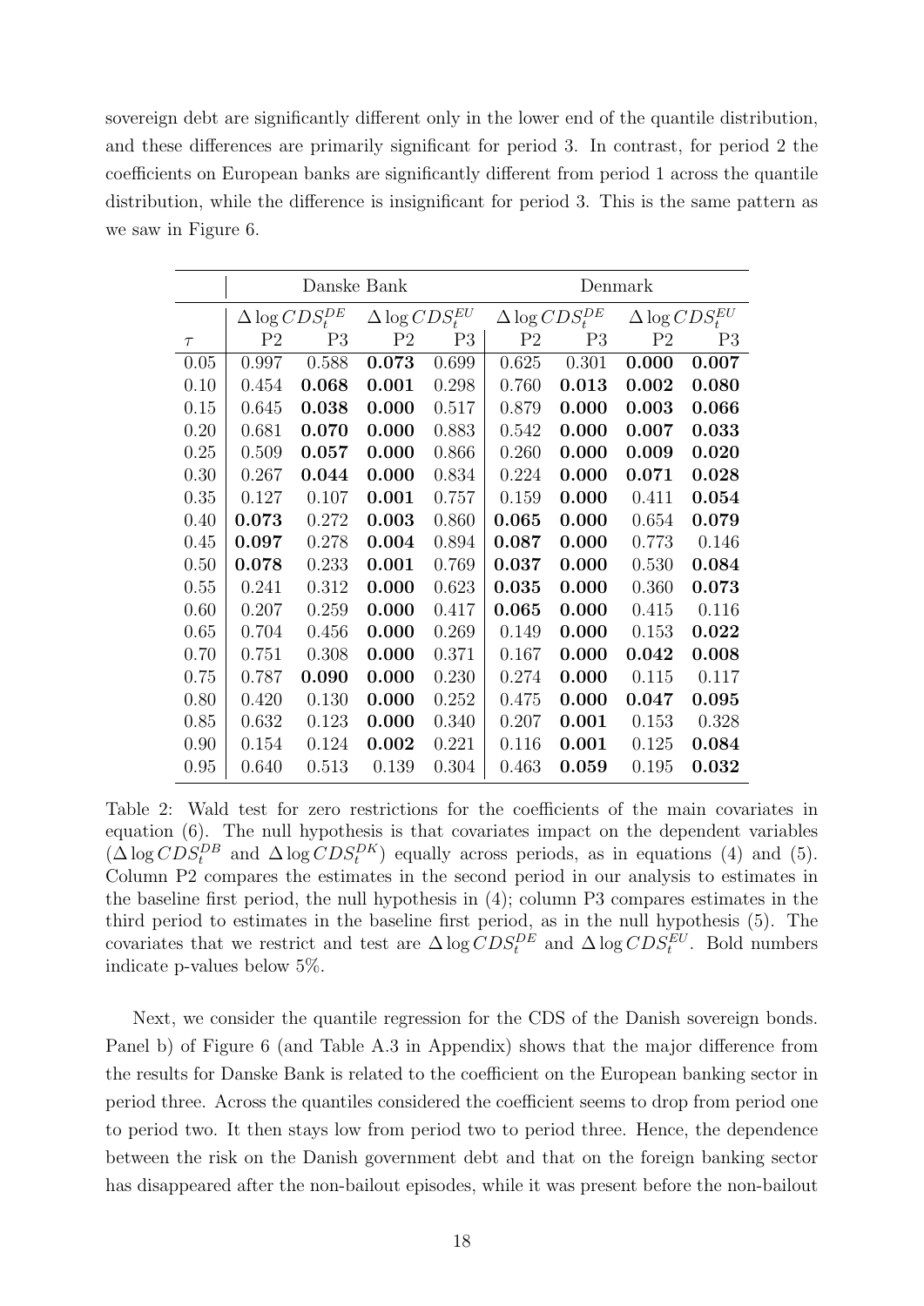sovereign debt are significantly different only in the lower end of the quantile distribution, and these differences are primarily significant for period 3. In contrast, for period 2 the coefficients on European banks are significantly different from period 1 across the quantile distribution, while the difference is insignificant for period 3. This is the same pattern as we saw in Figure 6.

| | Danske Bank | | | | Denmark | | | |
|---|---|---|---|---|---|---|---|---|
| | $\Delta \log CDS_t^{DE}$ | | $\Delta \log CDS_t^{EU}$ | | $\Delta \log CDS_t^{DE}$ | | $\Delta \log CDS_t^{EU}$ | |
| $\tau$ | P2 | P3 | P2 | P3 | P2 | P3 | P2 | P3 |
| 0.05 | 0.997 | 0.588 | **0.073** | 0.699 | 0.625 | 0.301 | **0.000** | **0.007** |
| 0.10 | 0.454 | **0.068** | **0.001** | 0.298 | 0.760 | **0.013** | **0.002** | **0.080** |
| 0.15 | 0.645 | **0.038** | **0.000** | 0.517 | 0.879 | **0.000** | **0.003** | **0.066** |
| 0.20 | 0.681 | **0.070** | **0.000** | 0.883 | 0.542 | **0.000** | **0.007** | **0.033** |
| 0.25 | 0.509 | **0.057** | **0.000** | 0.866 | 0.260 | **0.000** | **0.009** | **0.020** |
| 0.30 | 0.267 | **0.044** | **0.000** | 0.834 | 0.224 | **0.000** | **0.071** | **0.028** |
| 0.35 | 0.127 | 0.107 | **0.001** | 0.757 | 0.159 | **0.000** | 0.411 | **0.054** |
| 0.40 | **0.073** | 0.272 | **0.003** | 0.860 | **0.065** | **0.000** | 0.654 | **0.079** |
| 0.45 | **0.097** | 0.278 | **0.004** | 0.894 | **0.087** | **0.000** | 0.773 | 0.146 |
| 0.50 | **0.078** | 0.233 | **0.001** | 0.769 | **0.037** | **0.000** | 0.530 | **0.084** |
| 0.55 | 0.241 | 0.312 | **0.000** | 0.623 | **0.035** | **0.000** | 0.360 | **0.073** |
| 0.60 | 0.207 | 0.259 | **0.000** | 0.417 | **0.065** | **0.000** | 0.415 | 0.116 |
| 0.65 | 0.704 | 0.456 | **0.000** | 0.269 | 0.149 | **0.000** | 0.153 | **0.022** |
| 0.70 | 0.751 | 0.308 | **0.000** | 0.371 | 0.167 | **0.000** | **0.042** | **0.008** |
| 0.75 | 0.787 | **0.090** | **0.000** | 0.230 | 0.274 | **0.000** | 0.115 | 0.117 |
| 0.80 | 0.420 | 0.130 | **0.000** | 0.252 | 0.475 | **0.000** | **0.047** | **0.095** |
| 0.85 | 0.632 | 0.123 | **0.000** | 0.340 | 0.207 | **0.001** | 0.153 | 0.328 |
| 0.90 | 0.154 | 0.124 | **0.002** | 0.221 | 0.116 | **0.001** | 0.125 | **0.084** |
| 0.95 | 0.640 | 0.513 | 0.139 | 0.304 | 0.463 | **0.059** | 0.195 | **0.032** |

Table 2: Wald test for zero restrictions for the coefficients of the main covariates in equation (6). The null hypothesis is that covariates impact on the dependent variables ($\Delta \log CDS_t^{DB}$ and $\Delta \log CDS_t^{DK}$) equally across periods, as in equations (4) and (5). Column P2 compares the estimates in the second period in our analysis to estimates in the baseline first period, the null hypothesis in (4); column P3 compares estimates in the third period to estimates in the baseline first period, as in the null hypothesis (5). The covariates that we restrict and test are $\Delta \log CDS_t^{DE}$ and $\Delta \log CDS_t^{EU}$. Bold numbers indicate p-values below 5%.

Next, we consider the quantile regression for the CDS of the Danish sovereign bonds. Panel b) of Figure 6 (and Table A.3 in Appendix) shows that the major difference from the results for Danske Bank is related to the coefficient on the European banking sector in period three. Across the quantiles considered the coefficient seems to drop from period one to period two. It then stays low from period two to period three. Hence, the dependence between the risk on the Danish government debt and that on the foreign banking sector has disappeared after the non-bailout episodes, while it was present before the non-bailout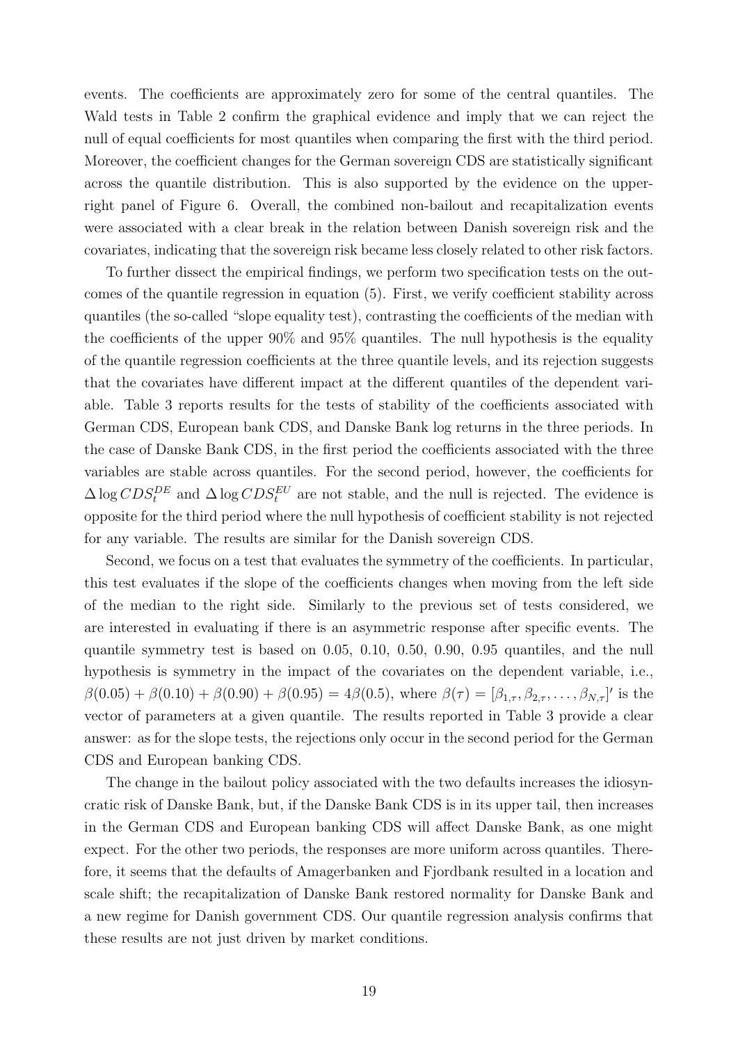events. The coefficients are approximately zero for some of the central quantiles. The Wald tests in Table 2 confirm the graphical evidence and imply that we can reject the null of equal coefficients for most quantiles when comparing the first with the third period. Moreover, the coefficient changes for the German sovereign CDS are statistically significant across the quantile distribution. This is also supported by the evidence on the upper-right panel of Figure 6. Overall, the combined non-bailout and recapitalization events were associated with a clear break in the relation between Danish sovereign risk and the covariates, indicating that the sovereign risk became less closely related to other risk factors.

To further dissect the empirical findings, we perform two specification tests on the outcomes of the quantile regression in equation (5). First, we verify coefficient stability across quantiles (the so-called "slope equality test), contrasting the coefficients of the median with the coefficients of the upper 90% and 95% quantiles. The null hypothesis is the equality of the quantile regression coefficients at the three quantile levels, and its rejection suggests that the covariates have different impact at the different quantiles of the dependent variable. Table 3 reports results for the tests of stability of the coefficients associated with German CDS, European bank CDS, and Danske Bank log returns in the three periods. In the case of Danske Bank CDS, in the first period the coefficients associated with the three variables are stable across quantiles. For the second period, however, the coefficients for $\Delta \log CDS_t^{DE}$ and $\Delta \log CDS_t^{EU}$ are not stable, and the null is rejected. The evidence is opposite for the third period where the null hypothesis of coefficient stability is not rejected for any variable. The results are similar for the Danish sovereign CDS.

Second, we focus on a test that evaluates the symmetry of the coefficients. In particular, this test evaluates if the slope of the coefficients changes when moving from the left side of the median to the right side. Similarly to the previous set of tests considered, we are interested in evaluating if there is an asymmetric response after specific events. The quantile symmetry test is based on 0.05, 0.10, 0.50, 0.90, 0.95 quantiles, and the null hypothesis is symmetry in the impact of the covariates on the dependent variable, i.e., $\beta(0.05) + \beta(0.10) + \beta(0.90) + \beta(0.95) = 4\beta(0.5)$, where $\beta(\tau) = [\beta_{1,\tau}, \beta_{2,\tau}, \ldots, \beta_{N,\tau}]'$ is the vector of parameters at a given quantile. The results reported in Table 3 provide a clear answer: as for the slope tests, the rejections only occur in the second period for the German CDS and European banking CDS.

The change in the bailout policy associated with the two defaults increases the idiosyncratic risk of Danske Bank, but, if the Danske Bank CDS is in its upper tail, then increases in the German CDS and European banking CDS will affect Danske Bank, as one might expect. For the other two periods, the responses are more uniform across quantiles. Therefore, it seems that the defaults of Amagerbanken and Fjordbank resulted in a location and scale shift; the recapitalization of Danske Bank restored normality for Danske Bank and a new regime for Danish government CDS. Our quantile regression analysis confirms that these results are not just driven by market conditions.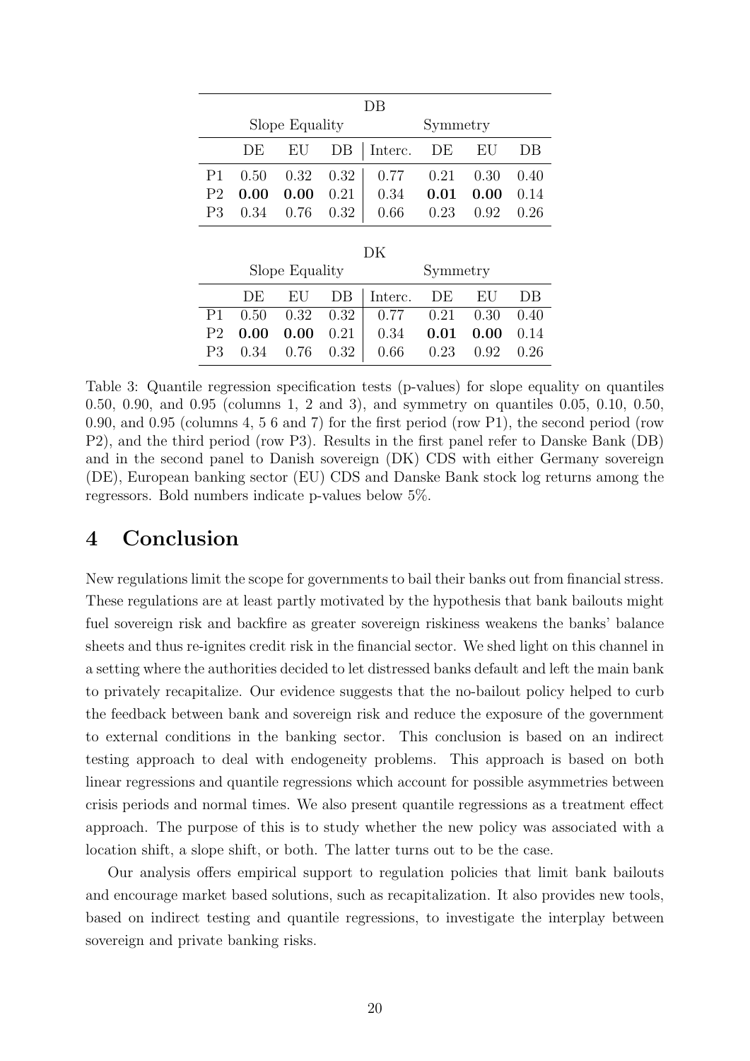| DB | | | | | | | |
|---|---|---|---|---|---|---|---|
| | Slope Equality | | | Symmetry | | | |
| | DE | EU | DB | Interc. | DE | EU | DB |
| P1 | 0.50 | 0.32 | 0.32 | 0.77 | 0.21 | 0.30 | 0.40 |
| P2 | **0.00** | **0.00** | 0.21 | 0.34 | **0.01** | **0.00** | 0.14 |
| P3 | 0.34 | 0.76 | 0.32 | 0.66 | 0.23 | 0.92 | 0.26 |

| DK | | | | | | | |
|---|---|---|---|---|---|---|---|
| | Slope Equality | | | Symmetry | | | |
| | DE | EU | DB | Interc. | DE | EU | DB |
| P1 | 0.50 | 0.32 | 0.32 | 0.77 | 0.21 | 0.30 | 0.40 |
| P2 | **0.00** | **0.00** | 0.21 | 0.34 | **0.01** | **0.00** | 0.14 |
| P3 | 0.34 | 0.76 | 0.32 | 0.66 | 0.23 | 0.92 | 0.26 |

Table 3: Quantile regression specification tests (p-values) for slope equality on quantiles 0.50, 0.90, and 0.95 (columns 1, 2 and 3), and symmetry on quantiles 0.05, 0.10, 0.50, 0.90, and 0.95 (columns 4, 5 6 and 7) for the first period (row P1), the second period (row P2), and the third period (row P3). Results in the first panel refer to Danske Bank (DB) and in the second panel to Danish sovereign (DK) CDS with either Germany sovereign (DE), European banking sector (EU) CDS and Danske Bank stock log returns among the regressors. Bold numbers indicate p-values below 5%.

# 4 Conclusion

New regulations limit the scope for governments to bail their banks out from financial stress. These regulations are at least partly motivated by the hypothesis that bank bailouts might fuel sovereign risk and backfire as greater sovereign riskiness weakens the banks' balance sheets and thus re-ignites credit risk in the financial sector. We shed light on this channel in a setting where the authorities decided to let distressed banks default and left the main bank to privately recapitalize. Our evidence suggests that the no-bailout policy helped to curb the feedback between bank and sovereign risk and reduce the exposure of the government to external conditions in the banking sector. This conclusion is based on an indirect testing approach to deal with endogeneity problems. This approach is based on both linear regressions and quantile regressions which account for possible asymmetries between crisis periods and normal times. We also present quantile regressions as a treatment effect approach. The purpose of this is to study whether the new policy was associated with a location shift, a slope shift, or both. The latter turns out to be the case.

Our analysis offers empirical support to regulation policies that limit bank bailouts and encourage market based solutions, such as recapitalization. It also provides new tools, based on indirect testing and quantile regressions, to investigate the interplay between sovereign and private banking risks.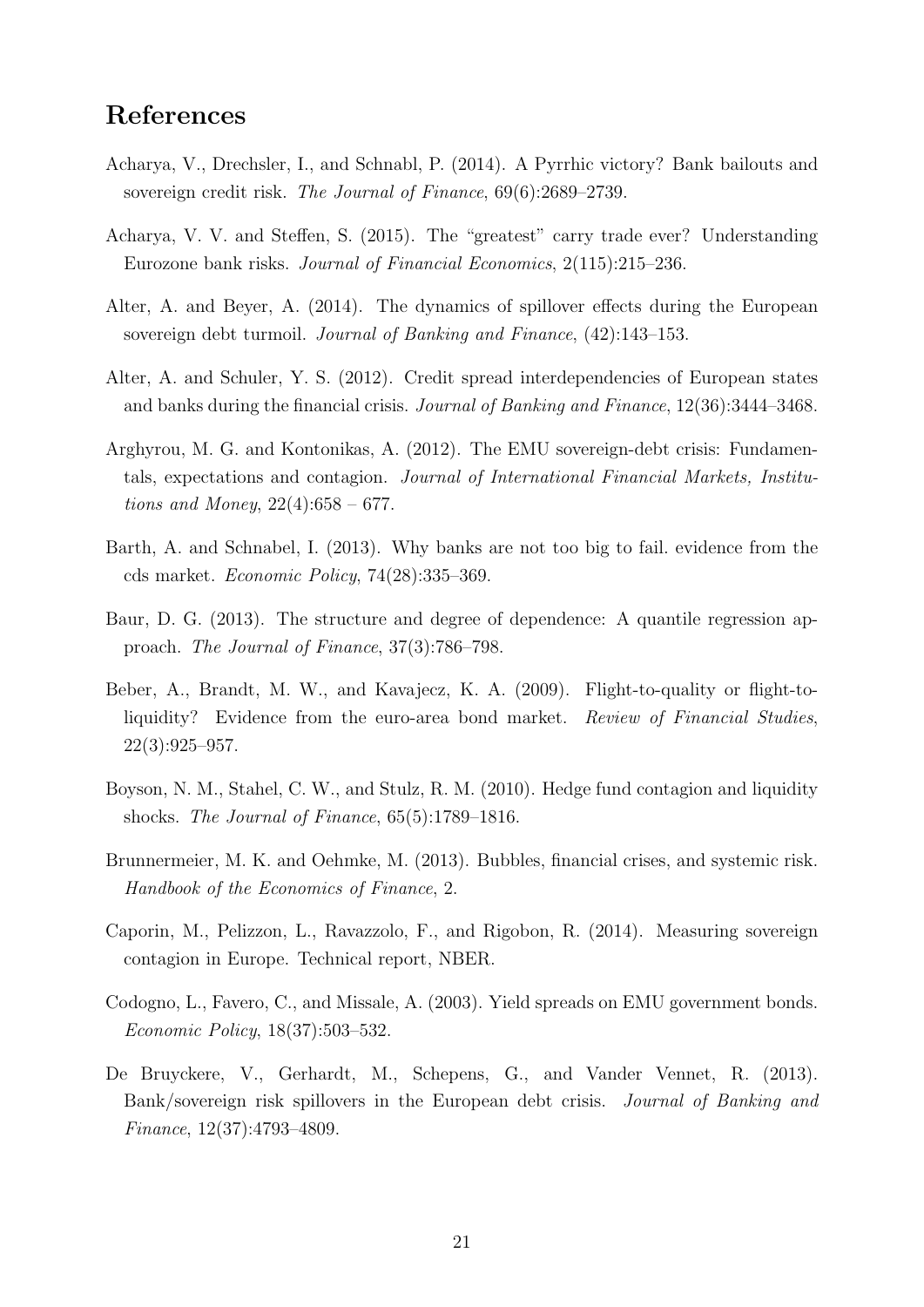## References

Acharya, V., Drechsler, I., and Schnabl, P. (2014). A Pyrrhic victory? Bank bailouts and sovereign credit risk. *The Journal of Finance*, 69(6):2689–2739.

Acharya, V. V. and Steffen, S. (2015). The "greatest" carry trade ever? Understanding Eurozone bank risks. *Journal of Financial Economics*, 2(115):215–236.

Alter, A. and Beyer, A. (2014). The dynamics of spillover effects during the European sovereign debt turmoil. *Journal of Banking and Finance*, (42):143–153.

Alter, A. and Schuler, Y. S. (2012). Credit spread interdependencies of European states and banks during the financial crisis. *Journal of Banking and Finance*, 12(36):3444–3468.

Arghyrou, M. G. and Kontonikas, A. (2012). The EMU sovereign-debt crisis: Fundamentals, expectations and contagion. *Journal of International Financial Markets, Institutions and Money*, 22(4):658 – 677.

Barth, A. and Schnabel, I. (2013). Why banks are not too big to fail. evidence from the cds market. *Economic Policy*, 74(28):335–369.

Baur, D. G. (2013). The structure and degree of dependence: A quantile regression approach. *The Journal of Finance*, 37(3):786–798.

Beber, A., Brandt, M. W., and Kavajecz, K. A. (2009). Flight-to-quality or flight-to-liquidity? Evidence from the euro-area bond market. *Review of Financial Studies*, 22(3):925–957.

Boyson, N. M., Stahel, C. W., and Stulz, R. M. (2010). Hedge fund contagion and liquidity shocks. *The Journal of Finance*, 65(5):1789–1816.

Brunnermeier, M. K. and Oehmke, M. (2013). Bubbles, financial crises, and systemic risk. *Handbook of the Economics of Finance*, 2.

Caporin, M., Pelizzon, L., Ravazzolo, F., and Rigobon, R. (2014). Measuring sovereign contagion in Europe. Technical report, NBER.

Codogno, L., Favero, C., and Missale, A. (2003). Yield spreads on EMU government bonds. *Economic Policy*, 18(37):503–532.

De Bruyckere, V., Gerhardt, M., Schepens, G., and Vander Vennet, R. (2013). Bank/sovereign risk spillovers in the European debt crisis. *Journal of Banking and Finance*, 12(37):4793–4809.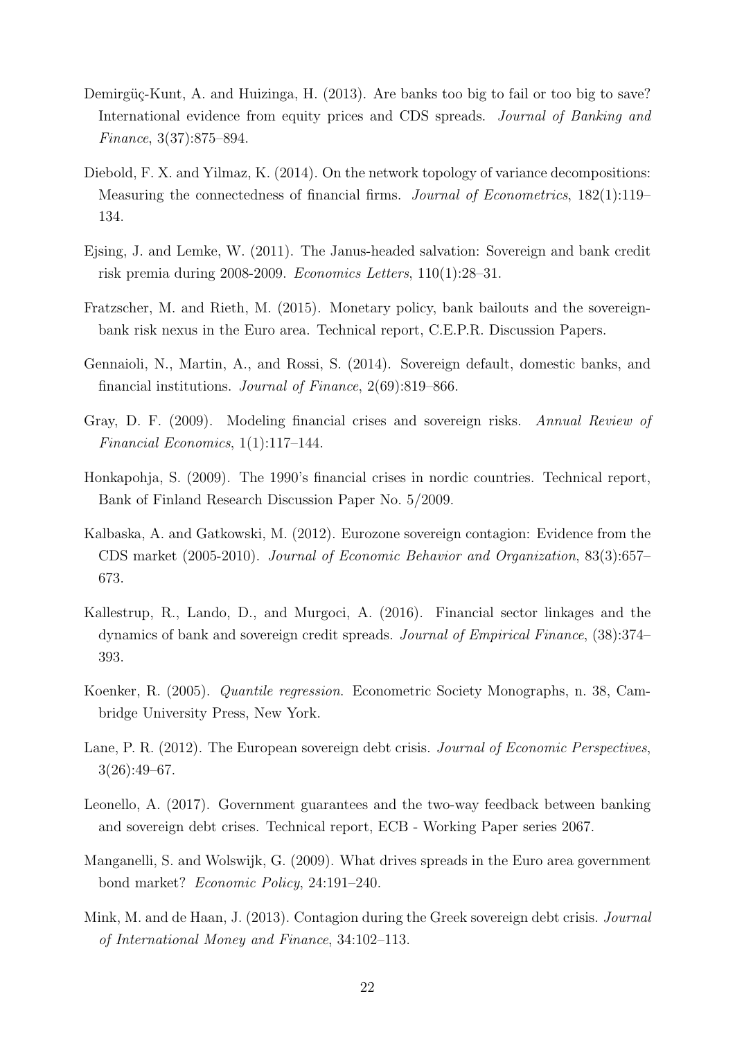Demirgüç-Kunt, A. and Huizinga, H. (2013). Are banks too big to fail or too big to save? International evidence from equity prices and CDS spreads. *Journal of Banking and Finance*, 3(37):875–894.

Diebold, F. X. and Yilmaz, K. (2014). On the network topology of variance decompositions: Measuring the connectedness of financial firms. *Journal of Econometrics*, 182(1):119–134.

Ejsing, J. and Lemke, W. (2011). The Janus-headed salvation: Sovereign and bank credit risk premia during 2008-2009. *Economics Letters*, 110(1):28–31.

Fratzscher, M. and Rieth, M. (2015). Monetary policy, bank bailouts and the sovereign-bank risk nexus in the Euro area. Technical report, C.E.P.R. Discussion Papers.

Gennaioli, N., Martin, A., and Rossi, S. (2014). Sovereign default, domestic banks, and financial institutions. *Journal of Finance*, 2(69):819–866.

Gray, D. F. (2009). Modeling financial crises and sovereign risks. *Annual Review of Financial Economics*, 1(1):117–144.

Honkapohja, S. (2009). The 1990's financial crises in nordic countries. Technical report, Bank of Finland Research Discussion Paper No. 5/2009.

Kalbaska, A. and Gatkowski, M. (2012). Eurozone sovereign contagion: Evidence from the CDS market (2005-2010). *Journal of Economic Behavior and Organization*, 83(3):657–673.

Kallestrup, R., Lando, D., and Murgoci, A. (2016). Financial sector linkages and the dynamics of bank and sovereign credit spreads. *Journal of Empirical Finance*, (38):374–393.

Koenker, R. (2005). *Quantile regression*. Econometric Society Monographs, n. 38, Cambridge University Press, New York.

Lane, P. R. (2012). The European sovereign debt crisis. *Journal of Economic Perspectives*, 3(26):49–67.

Leonello, A. (2017). Government guarantees and the two-way feedback between banking and sovereign debt crises. Technical report, ECB - Working Paper series 2067.

Manganelli, S. and Wolswijk, G. (2009). What drives spreads in the Euro area government bond market? *Economic Policy*, 24:191–240.

Mink, M. and de Haan, J. (2013). Contagion during the Greek sovereign debt crisis. *Journal of International Money and Finance*, 34:102–113.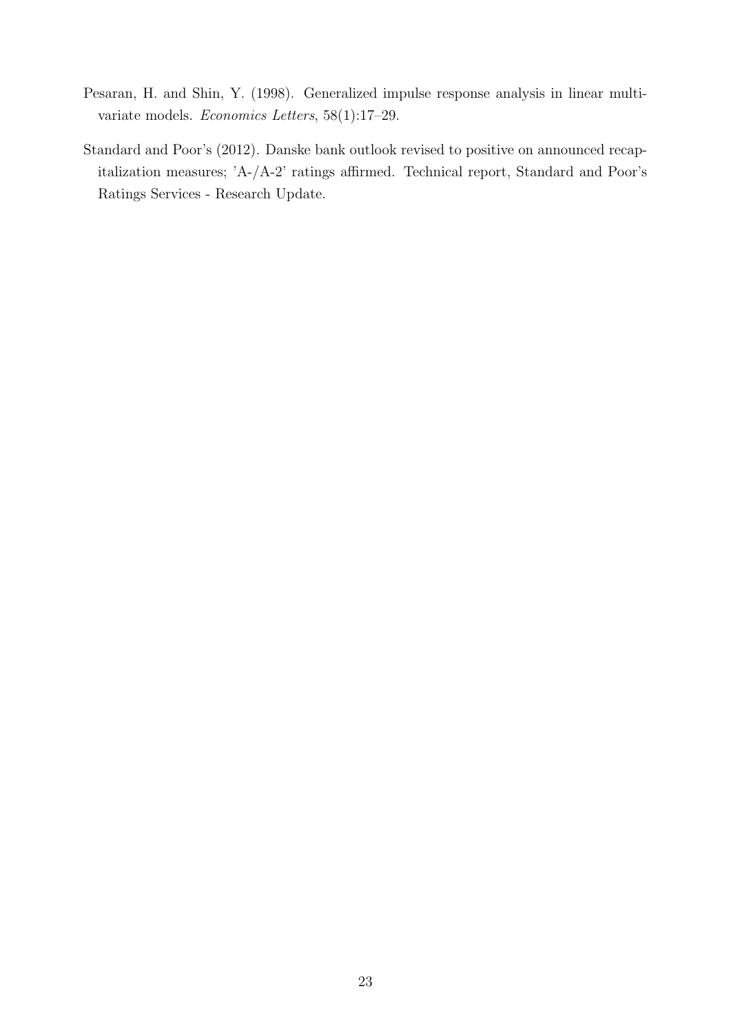Pesaran, H. and Shin, Y. (1998). Generalized impulse response analysis in linear multivariate models. *Economics Letters*, 58(1):17–29.

Standard and Poor's (2012). Danske bank outlook revised to positive on announced recapitalization measures; 'A-/A-2' ratings affirmed. Technical report, Standard and Poor's Ratings Services - Research Update.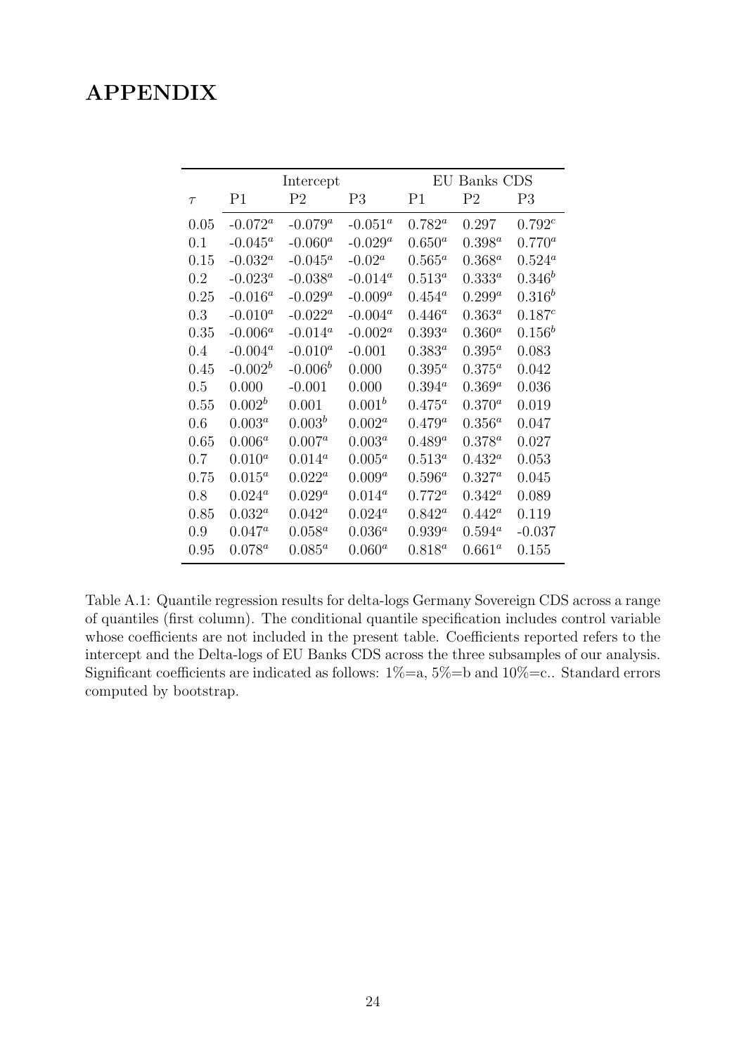# APPENDIX

| | Intercept | | | EU Banks CDS | | |
|---|---|---|---|---|---|---|
| $\tau$ | P1 | P2 | P3 | P1 | P2 | P3 |
| 0.05 | -0.072$^a$ | -0.079$^a$ | -0.051$^a$ | 0.782$^a$ | 0.297 | 0.792$^c$ |
| 0.1 | -0.045$^a$ | -0.060$^a$ | -0.029$^a$ | 0.650$^a$ | 0.398$^a$ | 0.770$^a$ |
| 0.15 | -0.032$^a$ | -0.045$^a$ | -0.02$^a$ | 0.565$^a$ | 0.368$^a$ | 0.524$^a$ |
| 0.2 | -0.023$^a$ | -0.038$^a$ | -0.014$^a$ | 0.513$^a$ | 0.333$^a$ | 0.346$^b$ |
| 0.25 | -0.016$^a$ | -0.029$^a$ | -0.009$^a$ | 0.454$^a$ | 0.299$^a$ | 0.316$^b$ |
| 0.3 | -0.010$^a$ | -0.022$^a$ | -0.004$^a$ | 0.446$^a$ | 0.363$^a$ | 0.187$^c$ |
| 0.35 | -0.006$^a$ | -0.014$^a$ | -0.002$^a$ | 0.393$^a$ | 0.360$^a$ | 0.156$^b$ |
| 0.4 | -0.004$^a$ | -0.010$^a$ | -0.001 | 0.383$^a$ | 0.395$^a$ | 0.083 |
| 0.45 | -0.002$^b$ | -0.006$^b$ | 0.000 | 0.395$^a$ | 0.375$^a$ | 0.042 |
| 0.5 | 0.000 | -0.001 | 0.000 | 0.394$^a$ | 0.369$^a$ | 0.036 |
| 0.55 | 0.002$^b$ | 0.001 | 0.001$^b$ | 0.475$^a$ | 0.370$^a$ | 0.019 |
| 0.6 | 0.003$^a$ | 0.003$^b$ | 0.002$^a$ | 0.479$^a$ | 0.356$^a$ | 0.047 |
| 0.65 | 0.006$^a$ | 0.007$^a$ | 0.003$^a$ | 0.489$^a$ | 0.378$^a$ | 0.027 |
| 0.7 | 0.010$^a$ | 0.014$^a$ | 0.005$^a$ | 0.513$^a$ | 0.432$^a$ | 0.053 |
| 0.75 | 0.015$^a$ | 0.022$^a$ | 0.009$^a$ | 0.596$^a$ | 0.327$^a$ | 0.045 |
| 0.8 | 0.024$^a$ | 0.029$^a$ | 0.014$^a$ | 0.772$^a$ | 0.342$^a$ | 0.089 |
| 0.85 | 0.032$^a$ | 0.042$^a$ | 0.024$^a$ | 0.842$^a$ | 0.442$^a$ | 0.119 |
| 0.9 | 0.047$^a$ | 0.058$^a$ | 0.036$^a$ | 0.939$^a$ | 0.594$^a$ | -0.037 |
| 0.95 | 0.078$^a$ | 0.085$^a$ | 0.060$^a$ | 0.818$^a$ | 0.661$^a$ | 0.155 |

Table A.1: Quantile regression results for delta-logs Germany Sovereign CDS across a range of quantiles (first column). The conditional quantile specification includes control variable whose coefficients are not included in the present table. Coefficients reported refers to the intercept and the Delta-logs of EU Banks CDS across the three subsamples of our analysis. Significant coefficients are indicated as follows: 1%=a, 5%=b and 10%=c.. Standard errors computed by bootstrap.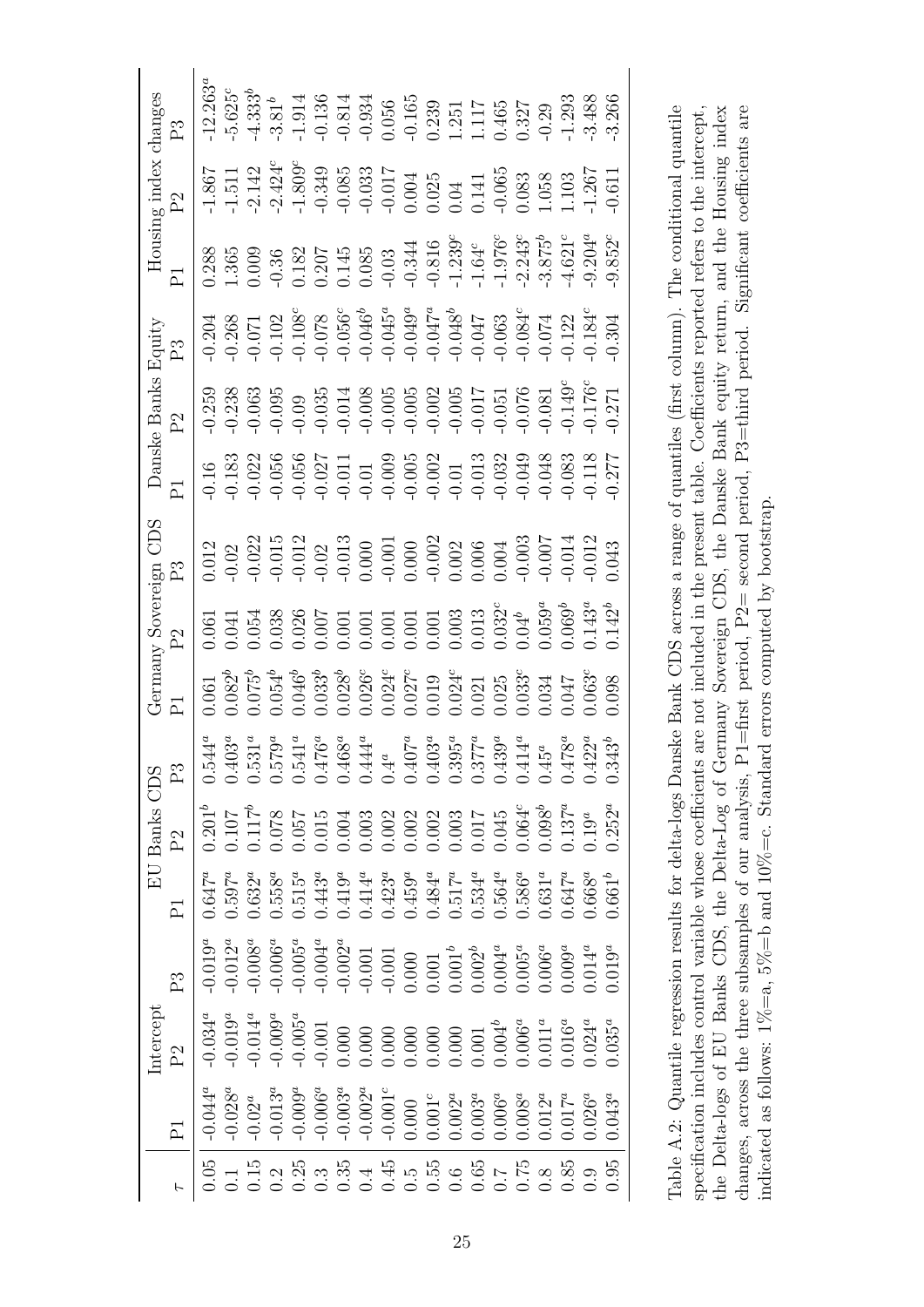| $\tau$ | Intercept | | | EU Banks CDS | | | Germany Sovereign CDS | | | Danske Banks Equity | | | Housing index changes | | |
|---|---|---|---|---|---|---|---|---|---|---|---|---|---|---|---|
| | P1 | P2 | P3 | P1 | P2 | P3 | P1 | P2 | P3 | P1 | P2 | P3 | P1 | P2 | P3 |
| 0.05 | $-0.044^a$ | $-0.034^a$ | $-0.019^a$ | $0.647^a$ | $0.201^b$ | $0.544^a$ | 0.061 | 0.061 | 0.012 | -0.16 | -0.259 | -0.204 | 0.288 | -1.867 | $-12.263^a$ |
| 0.1 | $-0.028^a$ | $-0.019^a$ | $-0.012^a$ | $0.597^a$ | 0.107 | $0.403^a$ | $0.082^b$ | 0.041 | -0.02 | -0.183 | -0.238 | -0.268 | 1.365 | -1.511 | $-5.625^c$ |
| 0.15 | $-0.02^a$ | $-0.014^a$ | $-0.008^a$ | $0.632^a$ | $0.117^b$ | $0.531^a$ | $0.075^b$ | 0.054 | -0.022 | -0.022 | -0.063 | -0.071 | 0.009 | -2.142 | $-4.333^b$ |
| 0.2 | $-0.013^a$ | $-0.009^a$ | $-0.006^a$ | $0.558^a$ | 0.078 | $0.579^a$ | $0.054^b$ | 0.038 | -0.015 | -0.056 | -0.095 | -0.102 | -0.36 | $-2.424^c$ | $-3.81^b$ |
| 0.25 | $-0.009^a$ | $-0.005^a$ | $-0.005^a$ | $0.515^a$ | 0.057 | $0.541^a$ | $0.046^b$ | 0.026 | -0.012 | -0.056 | -0.09 | $-0.108^c$ | 0.182 | $-1.809^c$ | -1.914 |
| 0.3 | $-0.006^a$ | -0.001 | $-0.004^a$ | $0.443^a$ | 0.015 | $0.476^a$ | $0.033^b$ | 0.007 | -0.02 | -0.027 | -0.035 | -0.078 | 0.207 | -0.349 | -0.136 |
| 0.35 | $-0.003^a$ | 0.000 | $-0.002^a$ | $0.419^a$ | 0.004 | $0.468^a$ | $0.028^b$ | 0.001 | -0.013 | -0.011 | -0.014 | $-0.056^c$ | 0.145 | -0.085 | -0.814 |
| 0.4 | $-0.002^a$ | 0.000 | -0.001 | $0.414^a$ | 0.003 | $0.444^a$ | $0.026^c$ | 0.001 | 0.000 | -0.01 | -0.008 | $-0.046^b$ | 0.085 | -0.033 | -0.934 |
| 0.45 | $-0.001^c$ | 0.000 | -0.001 | $0.423^a$ | 0.002 | $0.4^a$ | $0.024^c$ | 0.001 | -0.001 | -0.009 | -0.005 | $-0.045^a$ | -0.03 | -0.017 | 0.056 |
| 0.5 | 0.000 | 0.000 | 0.000 | $0.459^a$ | 0.002 | $0.407^a$ | $0.027^c$ | 0.001 | 0.000 | -0.005 | -0.005 | $-0.049^a$ | -0.344 | 0.004 | -0.165 |
| 0.55 | $0.001^c$ | 0.000 | 0.001 | $0.484^a$ | 0.002 | $0.403^a$ | 0.019 | 0.001 | -0.002 | -0.002 | -0.002 | $-0.047^a$ | -0.816 | 0.025 | 0.239 |
| 0.6 | $0.002^a$ | 0.000 | $0.001^b$ | $0.517^a$ | 0.003 | $0.395^a$ | $0.024^c$ | 0.003 | 0.002 | -0.01 | -0.005 | $-0.048^b$ | $-1.239^c$ | 0.04 | 1.251 |
| 0.65 | $0.003^a$ | 0.001 | $0.002^b$ | $0.534^a$ | 0.017 | $0.377^a$ | 0.021 | 0.013 | 0.006 | -0.013 | -0.017 | -0.047 | $-1.64^c$ | 0.141 | 1.117 |
| 0.7 | $0.006^a$ | $0.004^b$ | $0.004^a$ | $0.564^a$ | 0.045 | $0.439^a$ | 0.025 | $0.032^c$ | 0.004 | -0.032 | -0.051 | -0.063 | $-1.976^c$ | -0.065 | 0.465 |
| 0.75 | $0.008^a$ | $0.006^a$ | $0.005^a$ | $0.586^a$ | $0.064^c$ | $0.414^a$ | $0.033^c$ | $0.04^b$ | -0.003 | -0.049 | -0.076 | $-0.084^c$ | $-2.243^c$ | 0.083 | 0.327 |
| 0.8 | $0.012^a$ | $0.011^a$ | $0.006^a$ | $0.631^a$ | $0.098^b$ | $0.45^a$ | 0.034 | $0.059^a$ | -0.007 | -0.048 | -0.081 | -0.074 | $-3.875^b$ | 1.058 | -0.29 |
| 0.85 | $0.017^a$ | $0.016^a$ | $0.009^a$ | $0.647^a$ | $0.137^a$ | $0.478^a$ | 0.047 | $0.069^b$ | -0.014 | -0.083 | $-0.149^c$ | -0.122 | $-4.621^c$ | 1.103 | -1.293 |
| 0.9 | $0.026^a$ | $0.024^a$ | $0.014^a$ | $0.668^a$ | $0.19^a$ | $0.422^a$ | $0.063^c$ | $0.143^a$ | -0.012 | -0.118 | $-0.176^c$ | $-0.184^c$ | $-9.204^a$ | -1.267 | -3.488 |
| 0.95 | $0.043^a$ | $0.035^a$ | $0.019^a$ | $0.661^b$ | $0.252^a$ | $0.343^b$ | 0.098 | $0.142^b$ | 0.043 | -0.277 | -0.271 | -0.304 | $-9.852^c$ | -0.611 | -3.266 |

Table A.2: Quantile regression results for delta-logs Danske Bank CDS across a range of quantiles (first column). The conditional quantile specification includes control variable whose coefficients are not included in the present table. Coefficients reported refers to the intercept, the Delta-logs of EU Banks CDS, the Delta-Log of Germany Sovereign CDS, the Danske Bank equity return, and the Housing index changes, across the three subsamples of our analysis, P1=first period, P2= second period, P3=third period. Significant coefficients are indicated as follows: 1%=a, 5%=b and 10%=c. Standard errors computed by bootstrap.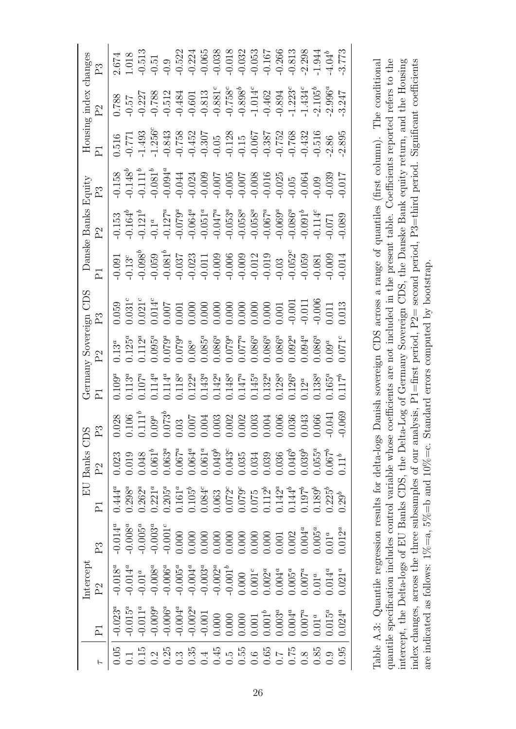| $\tau$ | Intercept | | | EU Banks CDS | | | Germany Sovereign CDS | | | Danske Banks Equity | | | Housing index changes | | |
|---|---|---|---|---|---|---|---|---|---|---|---|---|---|---|---|
| | P1 | P2 | P3 | P1 | P2 | P3 | P1 | P2 | P3 | P1 | P2 | P3 | P1 | P2 | P3 |
| 0.05 | -0.023$^a$ | -0.018$^a$ | -0.014$^a$ | 0.444$^a$ | 0.023 | 0.028 | 0.109$^a$ | 0.13$^a$ | 0.059 | -0.091 | -0.153 | -0.158 | 0.516 | 0.788 | 2.674 |
| 0.1 | -0.015$^a$ | -0.014$^a$ | -0.008$^a$ | 0.298$^a$ | 0.019 | 0.106 | 0.113$^a$ | 0.125$^a$ | 0.031$^c$ | -0.13$^c$ | -0.164$^b$ | -0.148$^b$ | -0.771 | -0.57 | 1.018 |
| 0.15 | -0.011$^a$ | -0.01$^a$ | -0.005$^a$ | 0.262$^a$ | 0.048 | 0.111$^b$ | 0.107$^a$ | 0.112$^a$ | 0.021$^c$ | -0.098$^b$ | -0.121$^b$ | -0.111$^b$ | -1.493 | -0.227 | -0.513 |
| 0.2 | -0.009$^a$ | -0.008$^a$ | -0.003$^a$ | 0.221$^a$ | 0.061$^b$ | 0.09$^a$ | 0.114$^a$ | 0.095$^a$ | 0.014$^c$ | -0.059 | -0.1$^a$ | -0.081$^b$ | -1.256$^c$ | -0.788 | -0.51 |
| 0.25 | -0.006$^a$ | -0.006$^a$ | -0.001$^c$ | 0.205$^a$ | 0.063$^a$ | 0.073$^b$ | 0.114$^a$ | 0.079$^a$ | 0.007 | -0.081$^b$ | -0.127$^a$ | -0.094$^a$ | -0.843 | -0.512 | -0.9 |
| 0.3 | -0.004$^a$ | -0.005$^a$ | 0.000 | 0.161$^a$ | 0.067$^a$ | 0.03 | 0.118$^a$ | 0.079$^a$ | 0.001 | -0.037 | -0.079$^a$ | -0.044 | -0.758 | -0.484 | -0.522 |
| 0.35 | -0.002$^a$ | -0.004$^a$ | 0.000 | 0.105$^b$ | 0.064$^a$ | 0.007 | 0.122$^a$ | 0.08$^a$ | 0.000 | -0.023 | -0.064$^a$ | -0.024 | -0.452 | -0.601 | -0.224 |
| 0.4 | -0.001 | -0.003$^a$ | 0.000 | 0.084$^c$ | 0.061$^a$ | 0.004 | 0.143$^a$ | 0.085$^a$ | 0.000 | -0.011 | -0.051$^a$ | -0.009 | -0.307 | -0.813 | -0.065 |
| 0.45 | 0.000 | -0.002$^a$ | 0.000 | 0.063 | 0.049$^b$ | 0.003 | 0.142$^a$ | 0.086$^a$ | 0.000 | -0.009 | -0.047$^a$ | -0.007 | -0.05 | -0.881$^c$ | -0.038 |
| 0.5 | 0.000 | -0.001$^b$ | 0.000 | 0.072$^c$ | 0.043$^c$ | 0.002 | 0.148$^a$ | 0.079$^a$ | 0.000 | -0.006 | -0.053$^a$ | -0.005 | -0.128 | -0.758$^c$ | -0.018 |
| 0.55 | 0.000 | 0.000 | 0.000 | 0.079$^c$ | 0.035 | 0.002 | 0.147$^a$ | 0.077$^a$ | 0.000 | -0.009 | -0.058$^a$ | -0.007 | -0.15 | -0.898$^b$ | -0.032 |
| 0.6 | 0.001 | 0.001$^c$ | 0.000 | 0.075 | 0.034 | 0.003 | 0.145$^a$ | 0.086$^a$ | 0.000 | -0.012 | -0.058$^a$ | -0.008 | -0.067 | -1.014$^c$ | -0.053 |
| 0.65 | 0.001$^b$ | 0.002$^a$ | 0.000 | 0.112$^b$ | 0.039 | 0.004 | 0.132$^a$ | 0.086$^a$ | 0.000 | -0.019 | -0.067$^a$ | -0.016 | -0.387 | -0.462 | -0.167 |
| 0.7 | 0.003$^a$ | 0.004$^a$ | 0.001 | 0.142$^a$ | 0.036 | 0.006 | 0.128$^a$ | 0.086$^a$ | 0.001 | -0.03 | -0.069$^a$ | -0.025 | -0.752 | -0.894 | -0.266 |
| 0.75 | 0.004$^a$ | 0.005$^a$ | 0.002 | 0.144$^b$ | 0.046$^b$ | 0.036 | 0.126$^a$ | 0.092$^a$ | -0.001 | -0.052$^c$ | -0.086$^a$ | -0.05 | -0.768 | -1.223$^c$ | -0.813 |
| 0.8 | 0.007$^a$ | 0.007$^a$ | 0.004$^a$ | 0.197$^b$ | 0.039$^b$ | 0.043 | 0.12$^a$ | 0.094$^a$ | -0.011 | -0.059 | -0.091$^b$ | -0.064 | -0.432 | -1.434$^c$ | -2.298 |
| 0.85 | 0.01$^a$ | 0.01$^a$ | 0.005$^a$ | 0.189$^b$ | 0.055$^a$ | 0.066 | 0.138$^a$ | 0.086$^a$ | -0.006 | -0.081 | -0.114$^c$ | -0.09 | -0.516 | -2.105$^b$ | -1.944 |
| 0.9 | 0.015$^a$ | 0.014$^a$ | 0.01$^a$ | 0.225$^b$ | 0.067$^b$ | -0.041 | 0.165$^a$ | 0.09$^a$ | 0.011 | -0.009 | -0.071 | -0.039 | -2.86 | -2.996$^a$ | -4.04$^b$ |
| 0.95 | 0.024$^a$ | 0.021$^a$ | 0.012$^a$ | 0.29$^b$ | 0.11$^b$ | -0.069 | 0.117$^b$ | 0.071$^c$ | 0.013 | -0.014 | -0.089 | -0.017 | -2.895 | -3.247 | -3.773 |

Table A.3: Quantile regression results for delta-logs Danish sovereign CDS across a range of quantiles (first column). The conditional quantile specification includes control variable whose coefficients are not included in the present table. Coefficients reported refers to the intercept, the Delta-logs of EU Banks CDS, the Delta-Log of Germany Sovereign CDS, the Danske Bank equity return, and the Housing index changes, across the three subsamples of our analysis, P1=first period, P2= second period, P3=third period. Significant coefficients are indicated as follows: 1%=a, 5%=b and 10%=c. Standard errors computed by bootstrap.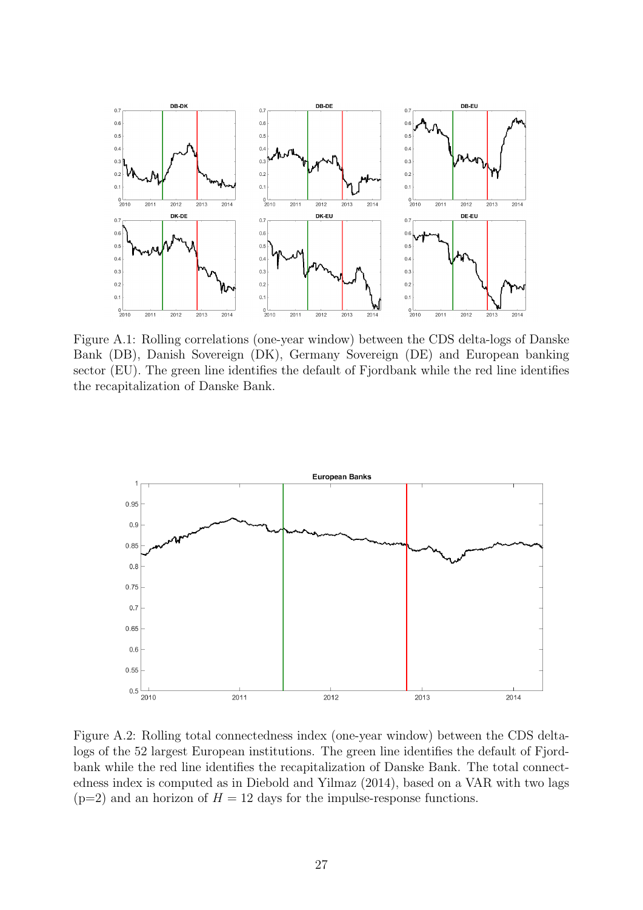Figure A.1: Rolling correlations (one-year window) between the CDS delta-logs of Danske Bank (DB), Danish Sovereign (DK), Germany Sovereign (DE) and European banking sector (EU). The green line identifies the default of Fjordbank while the red line identifies the recapitalization of Danske Bank.

Figure A.2: Rolling total connectedness index (one-year window) between the CDS delta-logs of the 52 largest European institutions. The green line identifies the default of Fjordbank while the red line identifies the recapitalization of Danske Bank. The total connectedness index is computed as in Diebold and Yilmaz (2014), based on a VAR with two lags (p=2) and an horizon of $H = 12$ days for the impulse-response functions.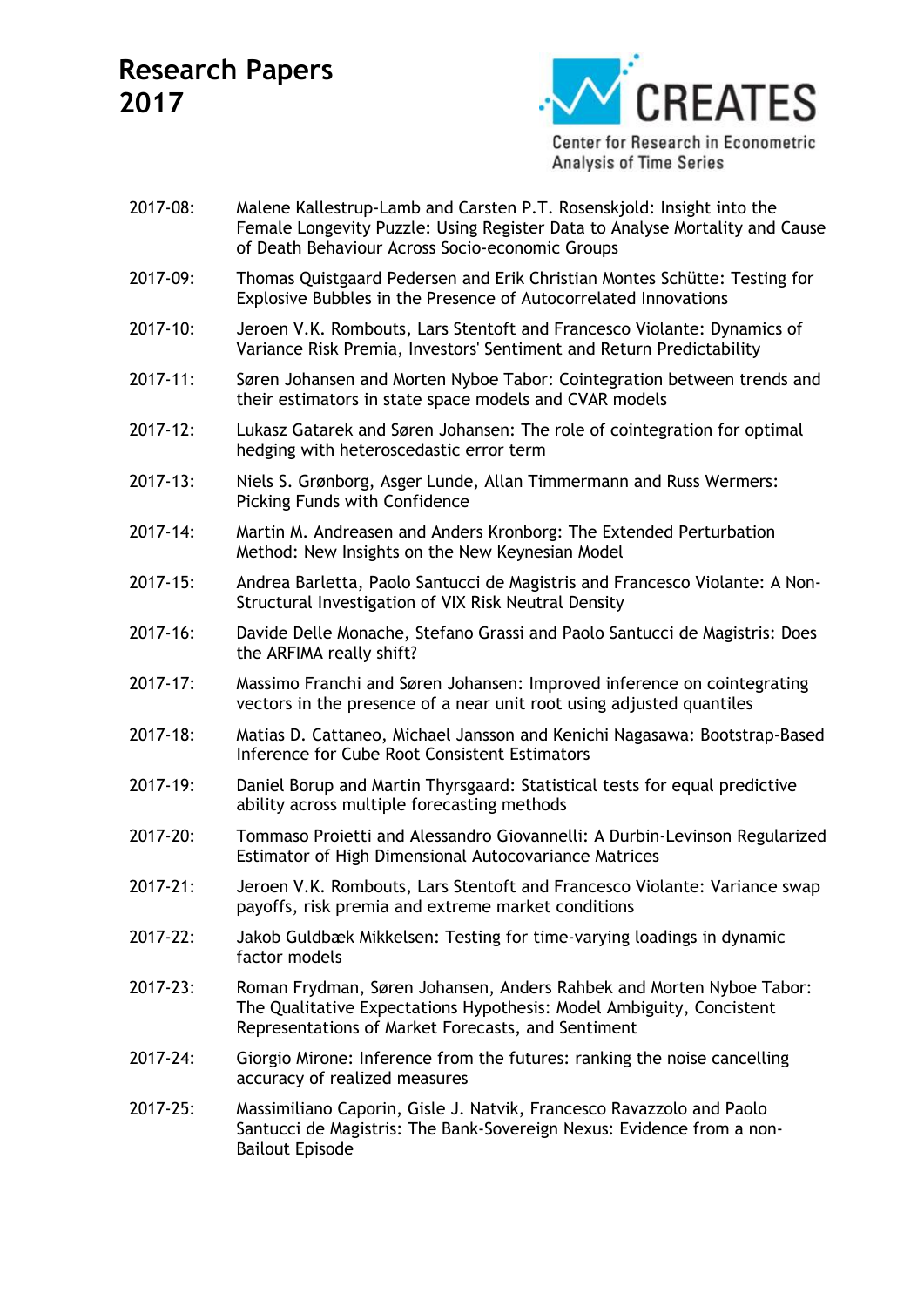# Research Papers 2017

CREATES
Center for Research in Econometric Analysis of Time Series

2017-08: Malene Kallestrup-Lamb and Carsten P.T. Rosenskjold: Insight into the Female Longevity Puzzle: Using Register Data to Analyse Mortality and Cause of Death Behaviour Across Socio-economic Groups

2017-09: Thomas Quistgaard Pedersen and Erik Christian Montes Schütte: Testing for Explosive Bubbles in the Presence of Autocorrelated Innovations

2017-10: Jeroen V.K. Rombouts, Lars Stentoft and Francesco Violante: Dynamics of Variance Risk Premia, Investors' Sentiment and Return Predictability

2017-11: Søren Johansen and Morten Nyboe Tabor: Cointegration between trends and their estimators in state space models and CVAR models

2017-12: Lukasz Gatarek and Søren Johansen: The role of cointegration for optimal hedging with heteroscedastic error term

2017-13: Niels S. Grønborg, Asger Lunde, Allan Timmermann and Russ Wermers: Picking Funds with Confidence

2017-14: Martin M. Andreasen and Anders Kronborg: The Extended Perturbation Method: New Insights on the New Keynesian Model

2017-15: Andrea Barletta, Paolo Santucci de Magistris and Francesco Violante: A Non-Structural Investigation of VIX Risk Neutral Density

2017-16: Davide Delle Monache, Stefano Grassi and Paolo Santucci de Magistris: Does the ARFIMA really shift?

2017-17: Massimo Franchi and Søren Johansen: Improved inference on cointegrating vectors in the presence of a near unit root using adjusted quantiles

2017-18: Matias D. Cattaneo, Michael Jansson and Kenichi Nagasawa: Bootstrap-Based Inference for Cube Root Consistent Estimators

2017-19: Daniel Borup and Martin Thyrsgaard: Statistical tests for equal predictive ability across multiple forecasting methods

2017-20: Tommaso Proietti and Alessandro Giovannelli: A Durbin-Levinson Regularized Estimator of High Dimensional Autocovariance Matrices

2017-21: Jeroen V.K. Rombouts, Lars Stentoft and Francesco Violante: Variance swap payoffs, risk premia and extreme market conditions

2017-22: Jakob Guldbæk Mikkelsen: Testing for time-varying loadings in dynamic factor models

2017-23: Roman Frydman, Søren Johansen, Anders Rahbek and Morten Nyboe Tabor: The Qualitative Expectations Hypothesis: Model Ambiguity, Concistent Representations of Market Forecasts, and Sentiment

2017-24: Giorgio Mirone: Inference from the futures: ranking the noise cancelling accuracy of realized measures

2017-25: Massimiliano Caporin, Gisle J. Natvik, Francesco Ravazzolo and Paolo Santucci de Magistris: The Bank-Sovereign Nexus: Evidence from a non-Bailout Episode